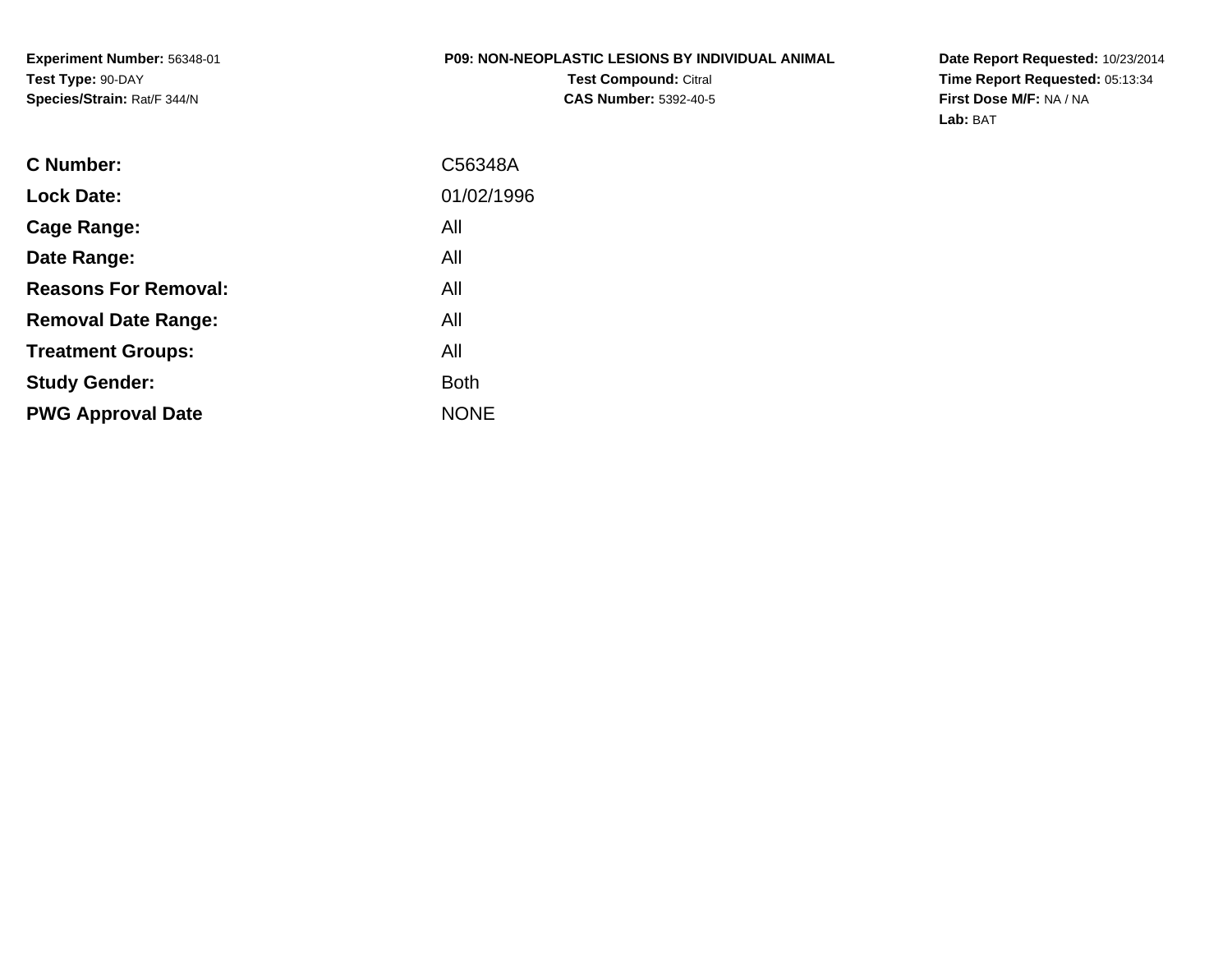**Experiment Number:** 56348-01
**Test Type:** 90-DAY
**Species/Strain:** Rat/F 344/N

**P09: NON-NEOPLASTIC LESIONS BY INDIVIDUAL ANIMAL**
**Test Compound:** Citral
**CAS Number:** 5392-40-5

**Date Report Requested:** 10/23/2014
**Time Report Requested:** 05:13:34
**First Dose M/F:** NA / NA
**Lab:** BAT

| | |
|---|---|
| **C Number:** | C56348A |
| **Lock Date:** | 01/02/1996 |
| **Cage Range:** | All |
| **Date Range:** | All |
| **Reasons For Removal:** | All |
| **Removal Date Range:** | All |
| **Treatment Groups:** | All |
| **Study Gender:** | Both |
| **PWG Approval Date** | NONE |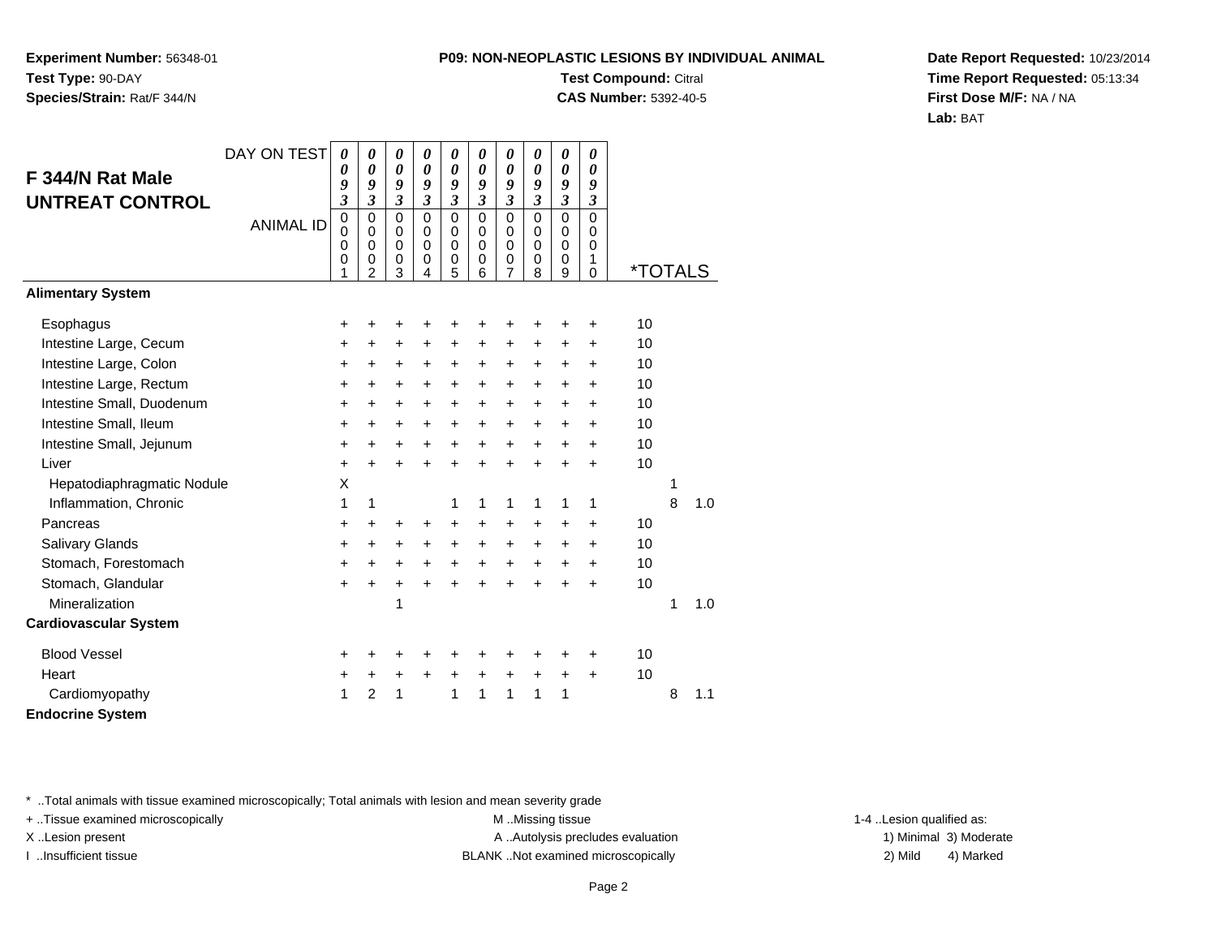**Experiment Number:** 56348-01
**Test Type:** 90-DAY
**Species/Strain:** Rat/F 344/N

**P09: NON-NEOPLASTIC LESIONS BY INDIVIDUAL ANIMAL**
**Test Compound:** Citral
**CAS Number:** 5392-40-5

**Date Report Requested:** 10/23/2014
**Time Report Requested:** 05:13:34
**First Dose M/F:** NA / NA
**Lab:** BAT

## F 344/N Rat Male UNTREAT CONTROL

| DAY ON TEST | 0093 | 0093 | 0093 | 0093 | 0093 | 0093 | 0093 | 0093 | 0093 | 0093 | | | |
|---|---|---|---|---|---|---|---|---|---|---|---|---|---|
| **ANIMAL ID** | 00001 | 00002 | 00003 | 00004 | 00005 | 00006 | 00007 | 00008 | 00009 | 00010 | ***TOTALS** | | |
| **Alimentary System** | | | | | | | | | | | | | |
| Esophagus | + | + | + | + | + | + | + | + | + | + | 10 | | |
| Intestine Large, Cecum | + | + | + | + | + | + | + | + | + | + | 10 | | |
| Intestine Large, Colon | + | + | + | + | + | + | + | + | + | + | 10 | | |
| Intestine Large, Rectum | + | + | + | + | + | + | + | + | + | + | 10 | | |
| Intestine Small, Duodenum | + | + | + | + | + | + | + | + | + | + | 10 | | |
| Intestine Small, Ileum | + | + | + | + | + | + | + | + | + | + | 10 | | |
| Intestine Small, Jejunum | + | + | + | + | + | + | + | + | + | + | 10 | | |
| Liver | + | + | + | + | + | + | + | + | + | + | 10 | | |
| Hepatodiaphragmatic Nodule | X | | | | | | | | | | | 1 | |
| Inflammation, Chronic | 1 | 1 | | | 1 | 1 | 1 | 1 | 1 | 1 | | 8 | 1.0 |
| Pancreas | + | + | + | + | + | + | + | + | + | + | 10 | | |
| Salivary Glands | + | + | + | + | + | + | + | + | + | + | 10 | | |
| Stomach, Forestomach | + | + | + | + | + | + | + | + | + | + | 10 | | |
| Stomach, Glandular | + | + | + | + | + | + | + | + | + | + | 10 | | |
| Mineralization | | | 1 | | | | | | | | | 1 | 1.0 |
| **Cardiovascular System** | | | | | | | | | | | | | |
| Blood Vessel | + | + | + | + | + | + | + | + | + | + | 10 | | |
| Heart | + | + | + | + | + | + | + | + | + | + | 10 | | |
| Cardiomyopathy | 1 | 2 | 1 | | 1 | 1 | 1 | 1 | 1 | | | 8 | 1.1 |
| **Endocrine System** | | | | | | | | | | | | | |

\* ..Total animals with tissue examined microscopically; Total animals with lesion and mean severity grade
+ ..Tissue examined microscopically
X ..Lesion present
I ..Insufficient tissue

M ..Missing tissue
A ..Autolysis precludes evaluation
BLANK ..Not examined microscopically

1-4 ..Lesion qualified as:
1) Minimal 3) Moderate
2) Mild 4) Marked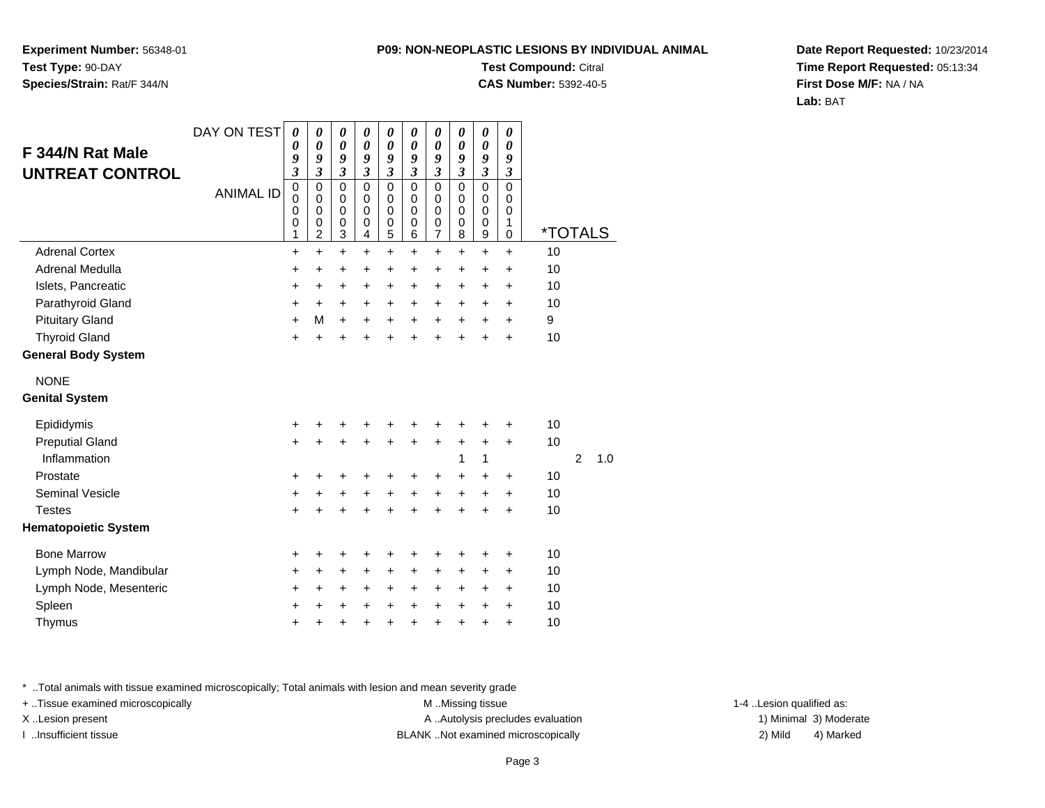**Experiment Number:** 56348-01
**Test Type:** 90-DAY
**Species/Strain:** Rat/F 344/N

**P09: NON-NEOPLASTIC LESIONS BY INDIVIDUAL ANIMAL**
**Test Compound:** Citral
**CAS Number:** 5392-40-5

**Date Report Requested:** 10/23/2014
**Time Report Requested:** 05:13:34
**First Dose M/F:** NA / NA
**Lab:** BAT

## F 344/N Rat Male UNTREAT CONTROL

| DAY ON TEST | 0093 | 0093 | 0093 | 0093 | 0093 | 0093 | 0093 | 0093 | 0093 | 0093 | | |
|---|---|---|---|---|---|---|---|---|---|---|---|---|
| ANIMAL ID | 00001 | 00002 | 00003 | 00004 | 00005 | 00006 | 00007 | 00008 | 00009 | 00010 | *TOTALS | |
| Adrenal Cortex | + | + | + | + | + | + | + | + | + | + | 10 | |
| Adrenal Medulla | + | + | + | + | + | + | + | + | + | + | 10 | |
| Islets, Pancreatic | + | + | + | + | + | + | + | + | + | + | 10 | |
| Parathyroid Gland | + | + | + | + | + | + | + | + | + | + | 10 | |
| Pituitary Gland | + | M | + | + | + | + | + | + | + | + | 9 | |
| Thyroid Gland | + | + | + | + | + | + | + | + | + | + | 10 | |
| **General Body System** | | | | | | | | | | | | |
| NONE | | | | | | | | | | | | |
| **Genital System** | | | | | | | | | | | | |
| Epididymis | + | + | + | + | + | + | + | + | + | + | 10 | |
| Preputial Gland | + | + | + | + | + | + | + | + | + | + | 10 | |
| Inflammation | | | | | | | | 1 | 1 | | 2 | 1.0 |
| Prostate | + | + | + | + | + | + | + | + | + | + | 10 | |
| Seminal Vesicle | + | + | + | + | + | + | + | + | + | + | 10 | |
| Testes | + | + | + | + | + | + | + | + | + | + | 10 | |
| **Hematopoietic System** | | | | | | | | | | | | |
| Bone Marrow | + | + | + | + | + | + | + | + | + | + | 10 | |
| Lymph Node, Mandibular | + | + | + | + | + | + | + | + | + | + | 10 | |
| Lymph Node, Mesenteric | + | + | + | + | + | + | + | + | + | + | 10 | |
| Spleen | + | + | + | + | + | + | + | + | + | + | 10 | |
| Thymus | + | + | + | + | + | + | + | + | + | + | 10 | |

* ..Total animals with tissue examined microscopically; Total animals with lesion and mean severity grade
+ ..Tissue examined microscopically
X ..Lesion present
I ..Insufficient tissue
M ..Missing tissue
A ..Autolysis precludes evaluation
BLANK ..Not examined microscopically
1-4 ..Lesion qualified as:
1) Minimal 3) Moderate
2) Mild 4) Marked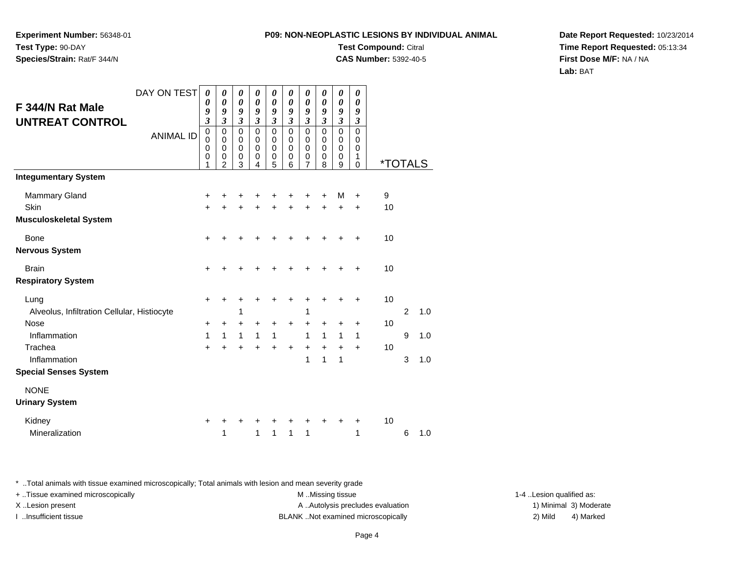**Experiment Number:** 56348-01
**Test Type:** 90-DAY
**Species/Strain:** Rat/F 344/N

**P09: NON-NEOPLASTIC LESIONS BY INDIVIDUAL ANIMAL**
**Test Compound:** Citral
**CAS Number:** 5392-40-5

**Date Report Requested:** 10/23/2014
**Time Report Requested:** 05:13:34
**First Dose M/F:** NA / NA
**Lab:** BAT

## F 344/N Rat Male UNTREAT CONTROL

| DAY ON TEST | 0093 | 0093 | 0093 | 0093 | 0093 | 0093 | 0093 | 0093 | 0093 | 0093 | | | |
|---|---|---|---|---|---|---|---|---|---|---|---|---|---|
| ANIMAL ID | 00001 | 00002 | 00003 | 00004 | 00005 | 00006 | 00007 | 00008 | 00009 | 00010 | *TOTALS | | |
| **Integumentary System** | | | | | | | | | | | | | |
| Mammary Gland | + | + | + | + | + | + | + | + | M | + | 9 | | |
| Skin | + | + | + | + | + | + | + | + | + | + | 10 | | |
| **Musculoskeletal System** | | | | | | | | | | | | | |
| Bone | + | + | + | + | + | + | + | + | + | + | 10 | | |
| **Nervous System** | | | | | | | | | | | | | |
| Brain | + | + | + | + | + | + | + | + | + | + | 10 | | |
| **Respiratory System** | | | | | | | | | | | | | |
| Lung | + | + | + | + | + | + | + | + | + | + | 10 | | |
| Alveolus, Infiltration Cellular, Histiocyte | | | 1 | | | | 1 | | | | | 2 | 1.0 |
| Nose | + | + | + | + | + | + | + | + | + | + | 10 | | |
| Inflammation | 1 | 1 | 1 | 1 | 1 | | 1 | 1 | 1 | 1 | | 9 | 1.0 |
| Trachea | + | + | + | + | + | + | + | + | + | + | 10 | | |
| Inflammation | | | | | | | 1 | 1 | 1 | | | 3 | 1.0 |
| **Special Senses System** | | | | | | | | | | | | | |
| NONE | | | | | | | | | | | | | |
| **Urinary System** | | | | | | | | | | | | | |
| Kidney | + | + | + | + | + | + | + | + | + | + | 10 | | |
| Mineralization | | 1 | | 1 | 1 | 1 | 1 | | | 1 | | 6 | 1.0 |

* ..Total animals with tissue examined microscopically; Total animals with lesion and mean severity grade
+ ..Tissue examined microscopically
X ..Lesion present
I ..Insufficient tissue

M ..Missing tissue
A ..Autolysis precludes evaluation
BLANK ..Not examined microscopically

1-4 ..Lesion qualified as:
1) Minimal 3) Moderate
2) Mild 4) Marked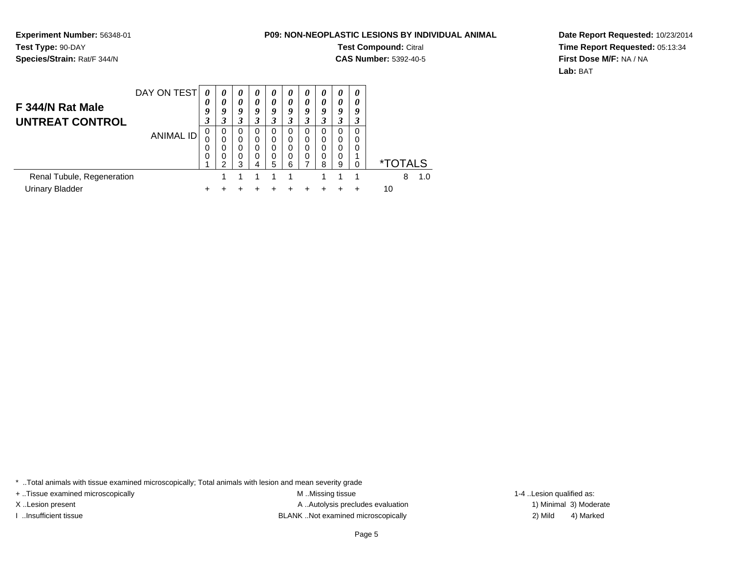**Experiment Number:** 56348-01
**Test Type:** 90-DAY
**Species/Strain:** Rat/F 344/N

**P09: NON-NEOPLASTIC LESIONS BY INDIVIDUAL ANIMAL**
**Test Compound:** Citral
**CAS Number:** 5392-40-5

**Date Report Requested:** 10/23/2014
**Time Report Requested:** 05:13:34
**First Dose M/F:** NA / NA
**Lab:** BAT

## F 344/N Rat Male UNTREAT CONTROL

| DAY ON TEST | 0093 | 0093 | 0093 | 0093 | 0093 | 0093 | 0093 | 0093 | 0093 | 0093 | *TOTALS | |
|---|---|---|---|---|---|---|---|---|---|---|---|---|
| ANIMAL ID | 00001 | 00002 | 00003 | 00004 | 00005 | 00006 | 00007 | 00008 | 00009 | 00010 | | |
| Renal Tubule, Regeneration | | 1 | 1 | 1 | 1 | 1 | | 1 | 1 | 1 | 8 | 1.0 |
| Urinary Bladder | + | + | + | + | + | + | + | + | + | + | 10 | |

* ..Total animals with tissue examined microscopically; Total animals with lesion and mean severity grade
+ ..Tissue examined microscopically
X ..Lesion present
I ..Insufficient tissue
M ..Missing tissue
A ..Autolysis precludes evaluation
BLANK ..Not examined microscopically
1-4 ..Lesion qualified as:
1) Minimal 3) Moderate
2) Mild 4) Marked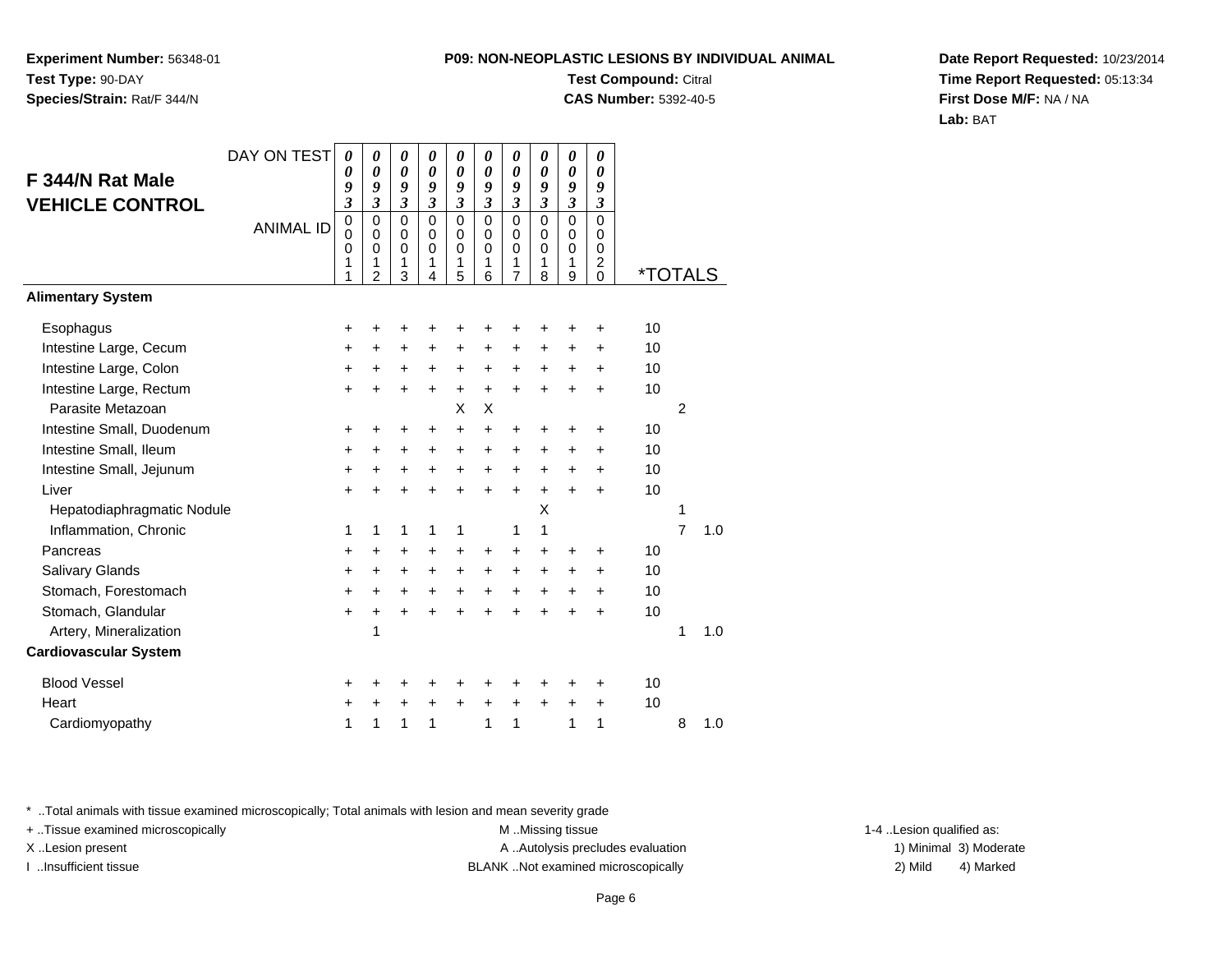**Experiment Number:** 56348-01
**Test Type:** 90-DAY
**Species/Strain:** Rat/F 344/N

**P09: NON-NEOPLASTIC LESIONS BY INDIVIDUAL ANIMAL**
**Test Compound:** Citral
**CAS Number:** 5392-40-5

**Date Report Requested:** 10/23/2014
**Time Report Requested:** 05:13:34
**First Dose M/F:** NA / NA
**Lab:** BAT

## F 344/N Rat Male VEHICLE CONTROL

| DAY ON TEST | 0093 | 0093 | 0093 | 0093 | 0093 | 0093 | 0093 | 0093 | 0093 | 0093 | | | |
|---|---|---|---|---|---|---|---|---|---|---|---|---|---|
| ANIMAL ID | 00011 | 00012 | 00013 | 00014 | 00015 | 00016 | 00017 | 00018 | 00019 | 00020 | *TOTALS | | |
| **Alimentary System** | | | | | | | | | | | | | |
| Esophagus | + | + | + | + | + | + | + | + | + | + | 10 | | |
| Intestine Large, Cecum | + | + | + | + | + | + | + | + | + | + | 10 | | |
| Intestine Large, Colon | + | + | + | + | + | + | + | + | + | + | 10 | | |
| Intestine Large, Rectum | + | + | + | + | + | + | + | + | + | + | 10 | | |
| Parasite Metazoan | | | | | X | X | | | | | | 2 | |
| Intestine Small, Duodenum | + | + | + | + | + | + | + | + | + | + | 10 | | |
| Intestine Small, Ileum | + | + | + | + | + | + | + | + | + | + | 10 | | |
| Intestine Small, Jejunum | + | + | + | + | + | + | + | + | + | + | 10 | | |
| Liver | + | + | + | + | + | + | + | + | + | + | 10 | | |
| Hepatodiaphragmatic Nodule | | | | | | | | X | | | | 1 | |
| Inflammation, Chronic | 1 | 1 | 1 | 1 | 1 | | 1 | 1 | | | | 7 | 1.0 |
| Pancreas | + | + | + | + | + | + | + | + | + | + | 10 | | |
| Salivary Glands | + | + | + | + | + | + | + | + | + | + | 10 | | |
| Stomach, Forestomach | + | + | + | + | + | + | + | + | + | + | 10 | | |
| Stomach, Glandular | + | + | + | + | + | + | + | + | + | + | 10 | | |
| Artery, Mineralization | | 1 | | | | | | | | | | 1 | 1.0 |
| **Cardiovascular System** | | | | | | | | | | | | | |
| Blood Vessel | + | + | + | + | + | + | + | + | + | + | 10 | | |
| Heart | + | + | + | + | + | + | + | + | + | + | 10 | | |
| Cardiomyopathy | 1 | 1 | 1 | 1 | | 1 | 1 | | 1 | 1 | | 8 | 1.0 |

\* ..Total animals with tissue examined microscopically; Total animals with lesion and mean severity grade
+ ..Tissue examined microscopically
X ..Lesion present
I ..Insufficient tissue
M ..Missing tissue
A ..Autolysis precludes evaluation
BLANK ..Not examined microscopically
1-4 ..Lesion qualified as: 1) Minimal 2) Mild 3) Moderate 4) Marked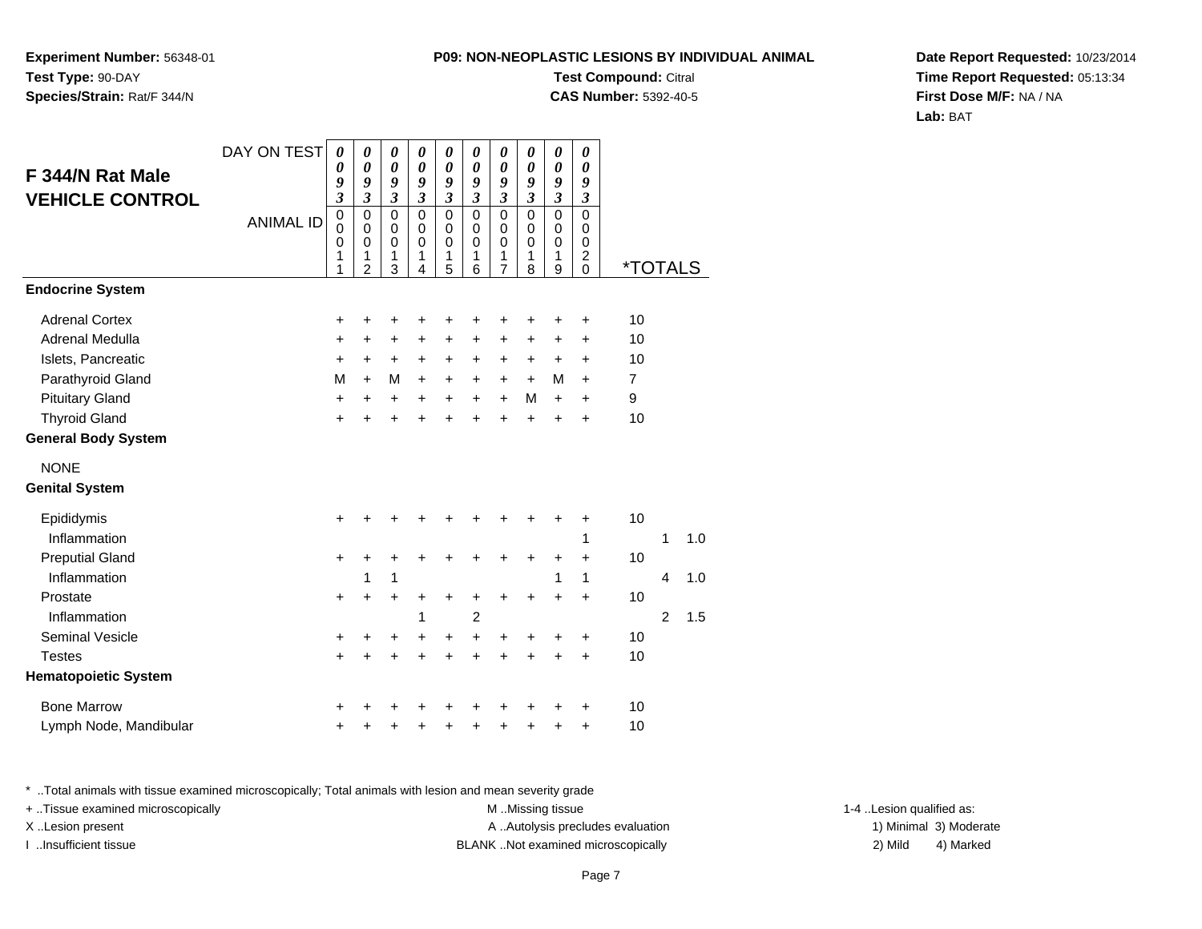**Experiment Number:** 56348-01
**Test Type:** 90-DAY
**Species/Strain:** Rat/F 344/N

**P09: NON-NEOPLASTIC LESIONS BY INDIVIDUAL ANIMAL**
**Test Compound:** Citral
**CAS Number:** 5392-40-5

**Date Report Requested:** 10/23/2014
**Time Report Requested:** 05:13:34
**First Dose M/F:** NA / NA
**Lab:** BAT

## F 344/N Rat Male VEHICLE CONTROL

| DAY ON TEST | 0093 | 0093 | 0093 | 0093 | 0093 | 0093 | 0093 | 0093 | 0093 | 0093 | | | |
|---|---|---|---|---|---|---|---|---|---|---|---|---|---|
| ANIMAL ID | 00011 | 00012 | 00013 | 00014 | 00015 | 00016 | 00017 | 00018 | 00019 | 00020 | *TOTALS | | |
| **Endocrine System** | | | | | | | | | | | | | |
| Adrenal Cortex | + | + | + | + | + | + | + | + | + | + | 10 | | |
| Adrenal Medulla | + | + | + | + | + | + | + | + | + | + | 10 | | |
| Islets, Pancreatic | + | + | + | + | + | + | + | + | + | + | 10 | | |
| Parathyroid Gland | M | + | M | + | + | + | + | + | M | + | 7 | | |
| Pituitary Gland | + | + | + | + | + | + | + | M | + | + | 9 | | |
| Thyroid Gland | + | + | + | + | + | + | + | + | + | + | 10 | | |
| **General Body System** | | | | | | | | | | | | | |
| NONE | | | | | | | | | | | | | |
| **Genital System** | | | | | | | | | | | | | |
| Epididymis | + | + | + | + | + | + | + | + | + | + | 10 | | |
| Inflammation | | | | | | | | | | 1 | | 1 | 1.0 |
| Preputial Gland | + | + | + | + | + | + | + | + | + | + | 10 | | |
| Inflammation | | 1 | 1 | | | | | | 1 | 1 | | 4 | 1.0 |
| Prostate | + | + | + | + | + | + | + | + | + | + | 10 | | |
| Inflammation | | | | 1 | | 2 | | | | | | 2 | 1.5 |
| Seminal Vesicle | + | + | + | + | + | + | + | + | + | + | 10 | | |
| Testes | + | + | + | + | + | + | + | + | + | + | 10 | | |
| **Hematopoietic System** | | | | | | | | | | | | | |
| Bone Marrow | + | + | + | + | + | + | + | + | + | + | 10 | | |
| Lymph Node, Mandibular | + | + | + | + | + | + | + | + | + | + | 10 | | |

* ..Total animals with tissue examined microscopically; Total animals with lesion and mean severity grade
+ ..Tissue examined microscopically
X ..Lesion present
I ..Insufficient tissue
M ..Missing tissue
A ..Autolysis precludes evaluation
BLANK ..Not examined microscopically
1-4 ..Lesion qualified as:
1) Minimal 3) Moderate
2) Mild 4) Marked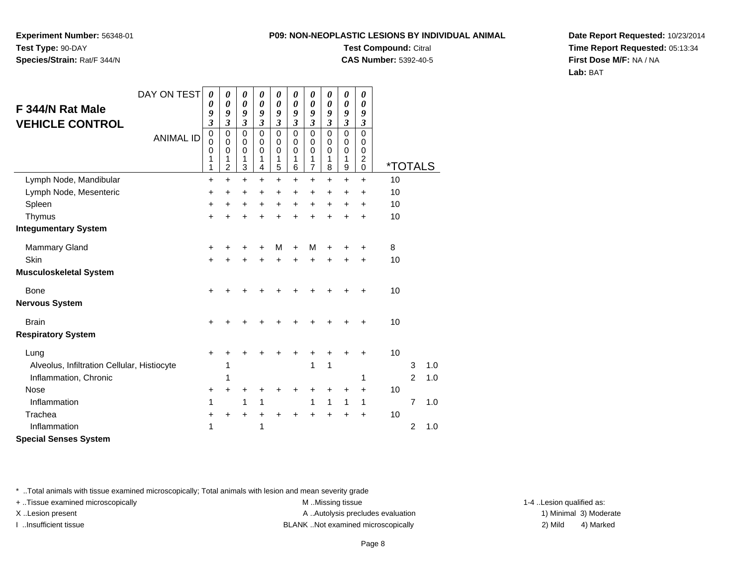**Experiment Number:** 56348-01
**Test Type:** 90-DAY
**Species/Strain:** Rat/F 344/N

**P09: NON-NEOPLASTIC LESIONS BY INDIVIDUAL ANIMAL**
**Test Compound:** Citral
**CAS Number:** 5392-40-5

**Date Report Requested:** 10/23/2014
**Time Report Requested:** 05:13:34
**First Dose M/F:** NA / NA
**Lab:** BAT

## F 344/N Rat Male VEHICLE CONTROL

| DAY ON TEST | 0093 | 0093 | 0093 | 0093 | 0093 | 0093 | 0093 | 0093 | 0093 | 0093 | *TOTALS | | |
|---|---|---|---|---|---|---|---|---|---|---|---|---|---|
| ANIMAL ID | 00011 | 00012 | 00013 | 00014 | 00015 | 00016 | 00017 | 00018 | 00019 | 00020 | | | |
| Lymph Node, Mandibular | + | + | + | + | + | + | + | + | + | + | 10 | | |
| Lymph Node, Mesenteric | + | + | + | + | + | + | + | + | + | + | 10 | | |
| Spleen | + | + | + | + | + | + | + | + | + | + | 10 | | |
| Thymus | + | + | + | + | + | + | + | + | + | + | 10 | | |
| **Integumentary System** | | | | | | | | | | | | | |
| Mammary Gland | + | + | + | + | M | + | M | + | + | + | 8 | | |
| Skin | + | + | + | + | + | + | + | + | + | + | 10 | | |
| **Musculoskeletal System** | | | | | | | | | | | | | |
| Bone | + | + | + | + | + | + | + | + | + | + | 10 | | |
| **Nervous System** | | | | | | | | | | | | | |
| Brain | + | + | + | + | + | + | + | + | + | + | 10 | | |
| **Respiratory System** | | | | | | | | | | | | | |
| Lung | + | + | + | + | + | + | + | + | + | + | 10 | | |
| Alveolus, Infiltration Cellular, Histiocyte | | 1 | | | | | 1 | 1 | | | | 3 | 1.0 |
| Inflammation, Chronic | | 1 | | | | | | | | 1 | | 2 | 1.0 |
| Nose | + | + | + | + | + | + | + | + | + | + | 10 | | |
| Inflammation | 1 | | 1 | 1 | | | 1 | 1 | 1 | 1 | | 7 | 1.0 |
| Trachea | + | + | + | + | + | + | + | + | + | + | 10 | | |
| Inflammation | 1 | | | 1 | | | | | | | | 2 | 1.0 |
| **Special Senses System** | | | | | | | | | | | | | |

* ..Total animals with tissue examined microscopically; Total animals with lesion and mean severity grade
+ ..Tissue examined microscopically
X ..Lesion present
I ..Insufficient tissue

M ..Missing tissue
A ..Autolysis precludes evaluation
BLANK ..Not examined microscopically

1-4 ..Lesion qualified as:
1) Minimal 3) Moderate
2) Mild 4) Marked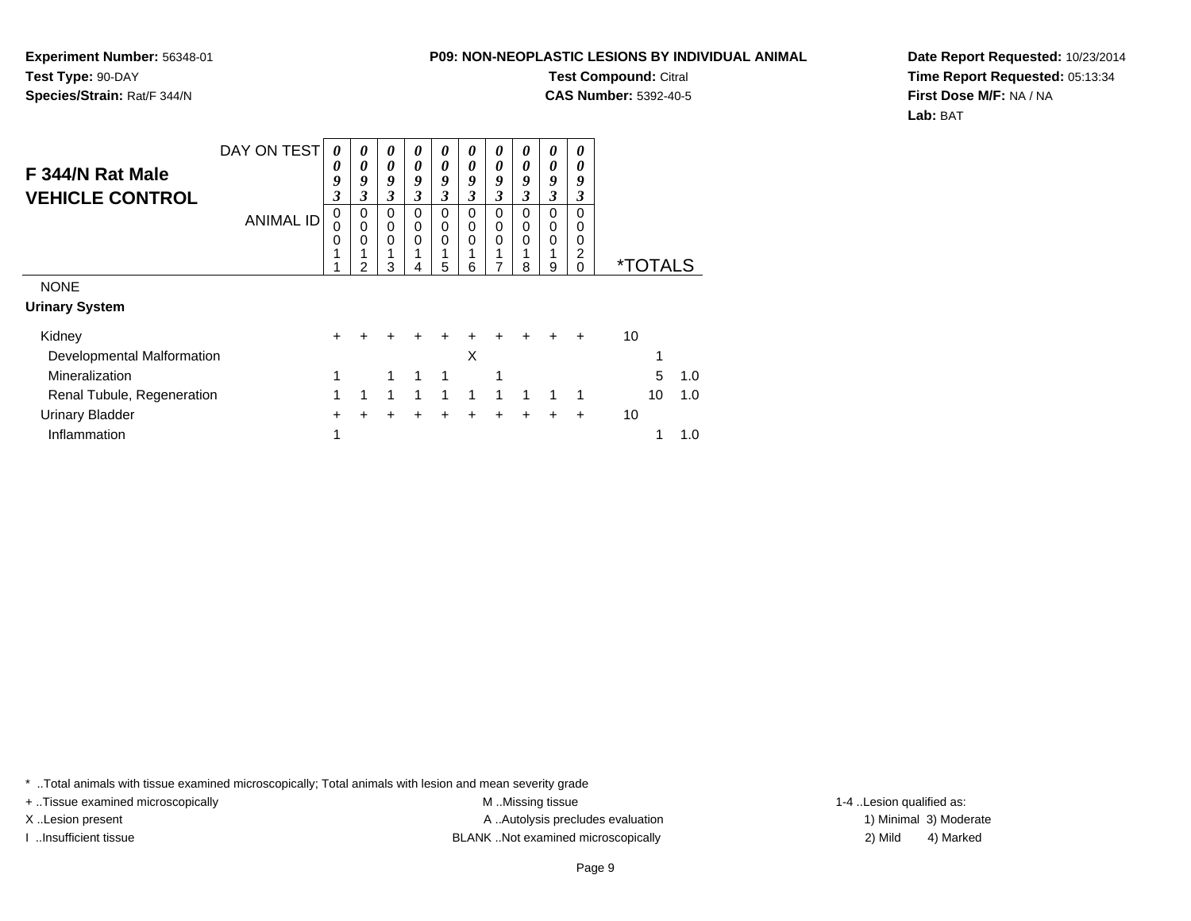**Experiment Number:** 56348-01
**Test Type:** 90-DAY
**Species/Strain:** Rat/F 344/N

**P09: NON-NEOPLASTIC LESIONS BY INDIVIDUAL ANIMAL**
**Test Compound:** Citral
**CAS Number:** 5392-40-5

**Date Report Requested:** 10/23/2014
**Time Report Requested:** 05:13:34
**First Dose M/F:** NA / NA
**Lab:** BAT

## F 344/N Rat Male VEHICLE CONTROL

| DAY ON TEST | 0093 | 0093 | 0093 | 0093 | 0093 | 0093 | 0093 | 0093 | 0093 | 0093 | | |
|---|---|---|---|---|---|---|---|---|---|---|---|---|
| ANIMAL ID | 00011 | 00012 | 00013 | 00014 | 00015 | 00016 | 00017 | 00018 | 00019 | 00020 | *TOTALS | |
| NONE | | | | | | | | | | | | |
| **Urinary System** | | | | | | | | | | | | |
| Kidney | + | + | + | + | + | + | + | + | + | + | 10 | |
| Developmental Malformation | | | | | | X | | | | | 1 | |
| Mineralization | 1 | | 1 | 1 | 1 | | 1 | | | | 5 | 1.0 |
| Renal Tubule, Regeneration | 1 | 1 | 1 | 1 | 1 | 1 | 1 | 1 | 1 | 1 | 10 | 1.0 |
| Urinary Bladder | + | + | + | + | + | + | + | + | + | + | 10 | |
| Inflammation | 1 | | | | | | | | | | 1 | 1.0 |

* ..Total animals with tissue examined microscopically; Total animals with lesion and mean severity grade
+ ..Tissue examined microscopically
X ..Lesion present
I ..Insufficient tissue

M ..Missing tissue
A ..Autolysis precludes evaluation
BLANK ..Not examined microscopically

1-4 ..Lesion qualified as:
1) Minimal 3) Moderate
2) Mild 4) Marked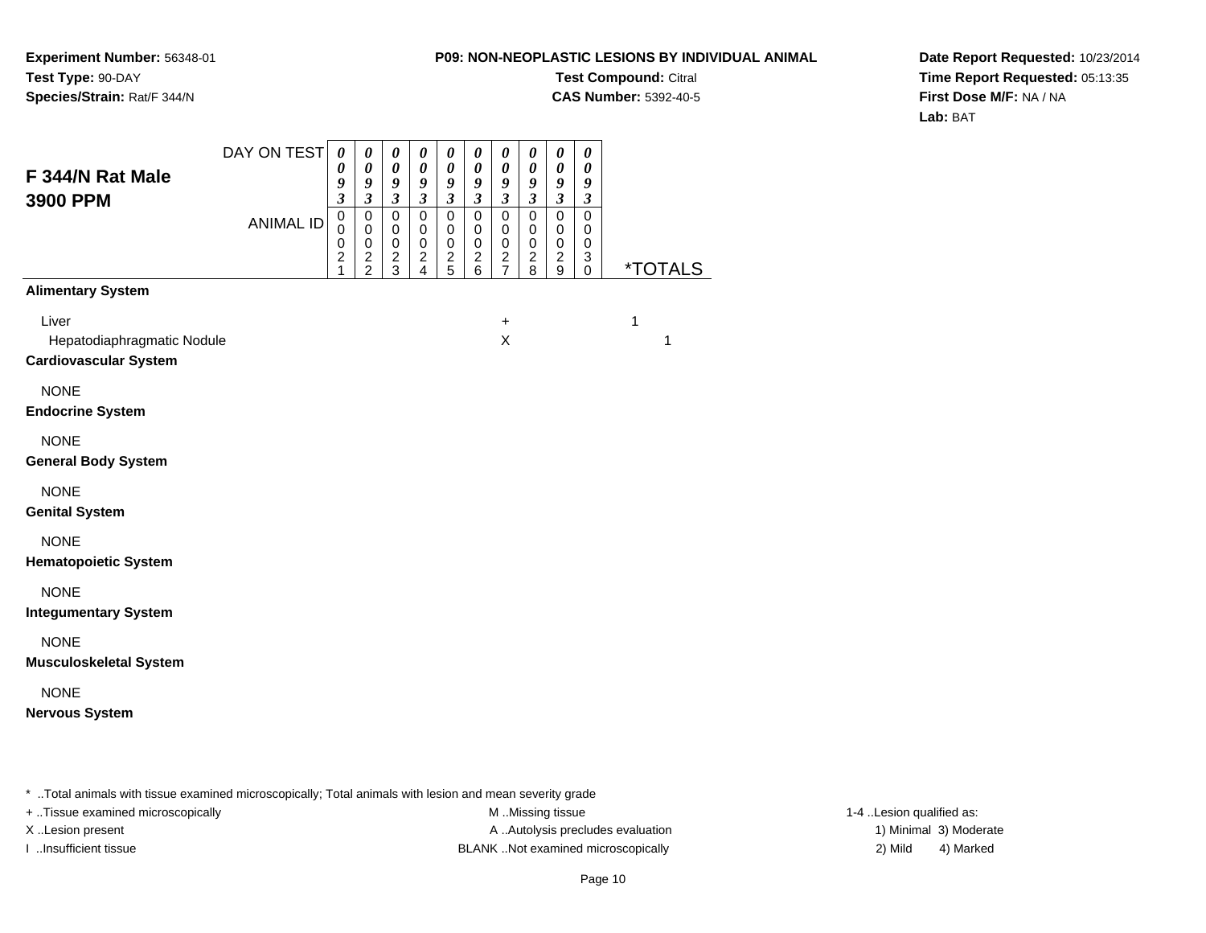**Experiment Number:** 56348-01
**Test Type:** 90-DAY
**Species/Strain:** Rat/F 344/N

**P09: NON-NEOPLASTIC LESIONS BY INDIVIDUAL ANIMAL**
**Test Compound:** Citral
**CAS Number:** 5392-40-5

**Date Report Requested:** 10/23/2014
**Time Report Requested:** 05:13:35
**First Dose M/F:** NA / NA
**Lab:** BAT

## F 344/N Rat Male 3900 PPM

| DAY ON TEST | 0093 | 0093 | 0093 | 0093 | 0093 | 0093 | 0093 | 0093 | 0093 | 0093 | | |
|---|---|---|---|---|---|---|---|---|---|---|---|---|
| ANIMAL ID | 00021 | 00022 | 00023 | 00024 | 00025 | 00026 | 00027 | 00028 | 00029 | 00030 | *TOTALS | |
| **Alimentary System** | | | | | | | | | | | | |
| Liver | | | | | | | + | | | | 1 | |
| Hepatodiaphragmatic Nodule | | | | | | | X | | | | | 1 |
| **Cardiovascular System** | | | | | | | | | | | | |
| NONE | | | | | | | | | | | | |
| **Endocrine System** | | | | | | | | | | | | |
| NONE | | | | | | | | | | | | |
| **General Body System** | | | | | | | | | | | | |
| NONE | | | | | | | | | | | | |
| **Genital System** | | | | | | | | | | | | |
| NONE | | | | | | | | | | | | |
| **Hematopoietic System** | | | | | | | | | | | | |
| NONE | | | | | | | | | | | | |
| **Integumentary System** | | | | | | | | | | | | |
| NONE | | | | | | | | | | | | |
| **Musculoskeletal System** | | | | | | | | | | | | |
| NONE | | | | | | | | | | | | |
| **Nervous System** | | | | | | | | | | | | |

\* ..Total animals with tissue examined microscopically; Total animals with lesion and mean severity grade
+ ..Tissue examined microscopically
X ..Lesion present
I ..Insufficient tissue
M ..Missing tissue
A ..Autolysis precludes evaluation
BLANK ..Not examined microscopically
1-4 ..Lesion qualified as:
1) Minimal 3) Moderate
2) Mild 4) Marked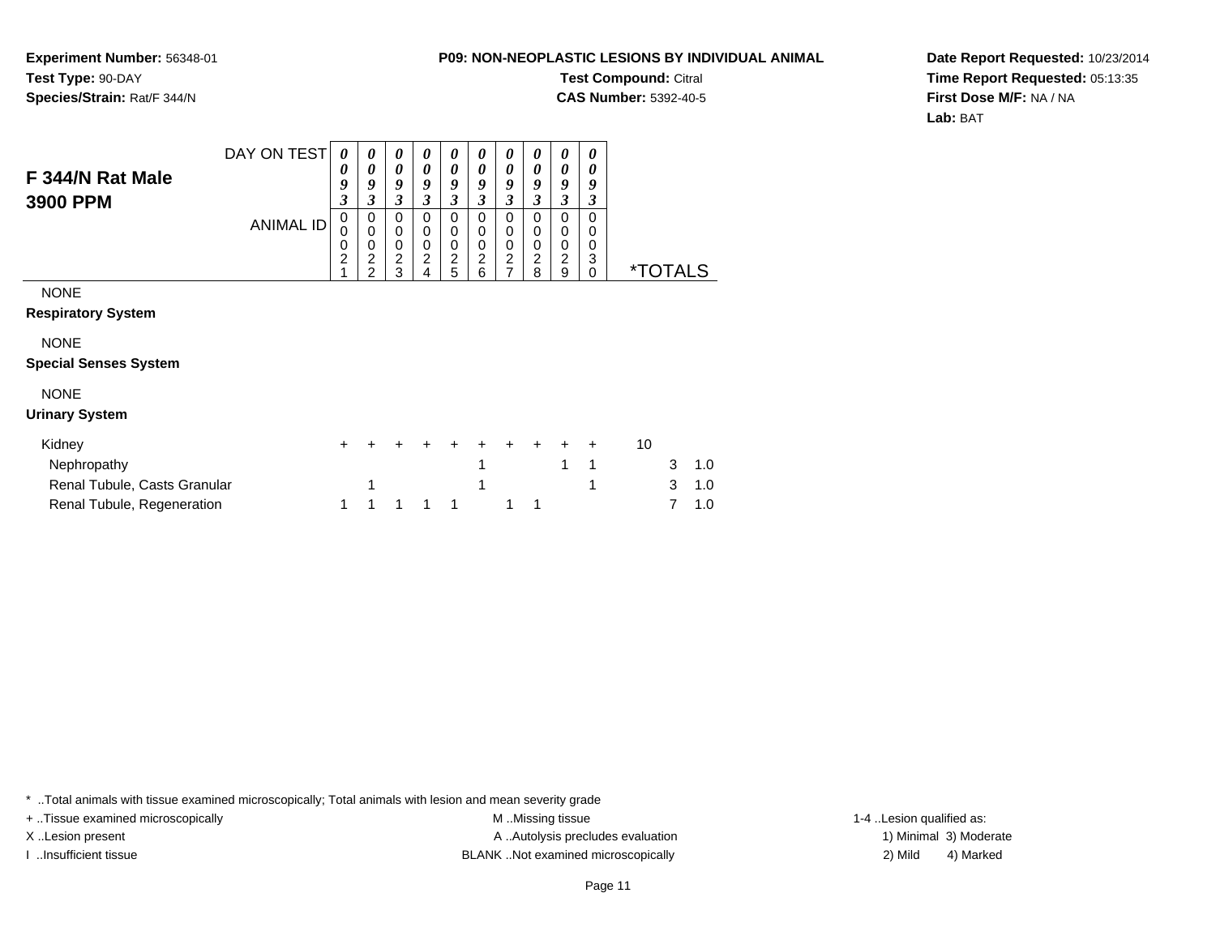**Experiment Number:** 56348-01
**Test Type:** 90-DAY
**Species/Strain:** Rat/F 344/N

**P09: NON-NEOPLASTIC LESIONS BY INDIVIDUAL ANIMAL**
**Test Compound:** Citral
**CAS Number:** 5392-40-5

**Date Report Requested:** 10/23/2014
**Time Report Requested:** 05:13:35
**First Dose M/F:** NA / NA
**Lab:** BAT

## F 344/N Rat Male 3900 PPM

| DAY ON TEST | 0093 | 0093 | 0093 | 0093 | 0093 | 0093 | 0093 | 0093 | 0093 | 0093 | | | |
|---|---|---|---|---|---|---|---|---|---|---|---|---|---|
| ANIMAL ID | 00021 | 00022 | 00023 | 00024 | 00025 | 00026 | 00027 | 00028 | 00029 | 00030 | *TOTALS | | |
| NONE | | | | | | | | | | | | | |
| **Respiratory System** | | | | | | | | | | | | | |
| NONE | | | | | | | | | | | | | |
| **Special Senses System** | | | | | | | | | | | | | |
| NONE | | | | | | | | | | | | | |
| **Urinary System** | | | | | | | | | | | | | |
| Kidney | + | + | + | + | + | + | + | + | + | + | 10 | | |
| Nephropathy | | | | | | 1 | | | 1 | 1 | | 3 | 1.0 |
| Renal Tubule, Casts Granular | | 1 | | | | 1 | | | | 1 | | 3 | 1.0 |
| Renal Tubule, Regeneration | 1 | 1 | 1 | 1 | 1 | | 1 | 1 | | | | 7 | 1.0 |

\* ..Total animals with tissue examined microscopically; Total animals with lesion and mean severity grade
+ ..Tissue examined microscopically
X ..Lesion present
I ..Insufficient tissue
M ..Missing tissue
A ..Autolysis precludes evaluation
BLANK ..Not examined microscopically
1-4 ..Lesion qualified as:
1) Minimal 3) Moderate
2) Mild 4) Marked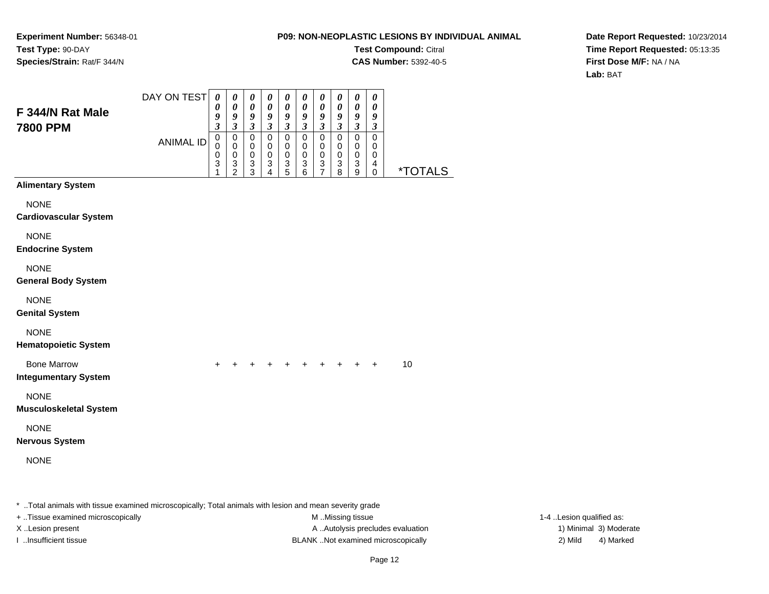**Experiment Number:** 56348-01
**Test Type:** 90-DAY
**Species/Strain:** Rat/F 344/N

**P09: NON-NEOPLASTIC LESIONS BY INDIVIDUAL ANIMAL**
**Test Compound:** Citral
**CAS Number:** 5392-40-5

**Date Report Requested:** 10/23/2014
**Time Report Requested:** 05:13:35
**First Dose M/F:** NA / NA
**Lab:** BAT

## F 344/N Rat Male
## 7800 PPM

| DAY ON TEST | 0093 | 0093 | 0093 | 0093 | 0093 | 0093 | 0093 | 0093 | 0093 | 0093 | |
|---|---|---|---|---|---|---|---|---|---|---|---|
| **ANIMAL ID** | 00031 | 00032 | 00033 | 00034 | 00035 | 00036 | 00037 | 00038 | 00039 | 00040 | ***TOTALS** |
| **Alimentary System** | | | | | | | | | | | |
| NONE | | | | | | | | | | | |
| **Cardiovascular System** | | | | | | | | | | | |
| NONE | | | | | | | | | | | |
| **Endocrine System** | | | | | | | | | | | |
| NONE | | | | | | | | | | | |
| **General Body System** | | | | | | | | | | | |
| NONE | | | | | | | | | | | |
| **Genital System** | | | | | | | | | | | |
| NONE | | | | | | | | | | | |
| **Hematopoietic System** | | | | | | | | | | | |
| Bone Marrow | + | + | + | + | + | + | + | + | + | + | 10 |
| **Integumentary System** | | | | | | | | | | | |
| NONE | | | | | | | | | | | |
| **Musculoskeletal System** | | | | | | | | | | | |
| NONE | | | | | | | | | | | |
| **Nervous System** | | | | | | | | | | | |
| NONE | | | | | | | | | | | |

* ..Total animals with tissue examined microscopically; Total animals with lesion and mean severity grade

+ ..Tissue examined microscopically
X ..Lesion present
I ..Insufficient tissue

M ..Missing tissue
A ..Autolysis precludes evaluation
BLANK ..Not examined microscopically

1-4 ..Lesion qualified as:
1) Minimal 3) Moderate
2) Mild 4) Marked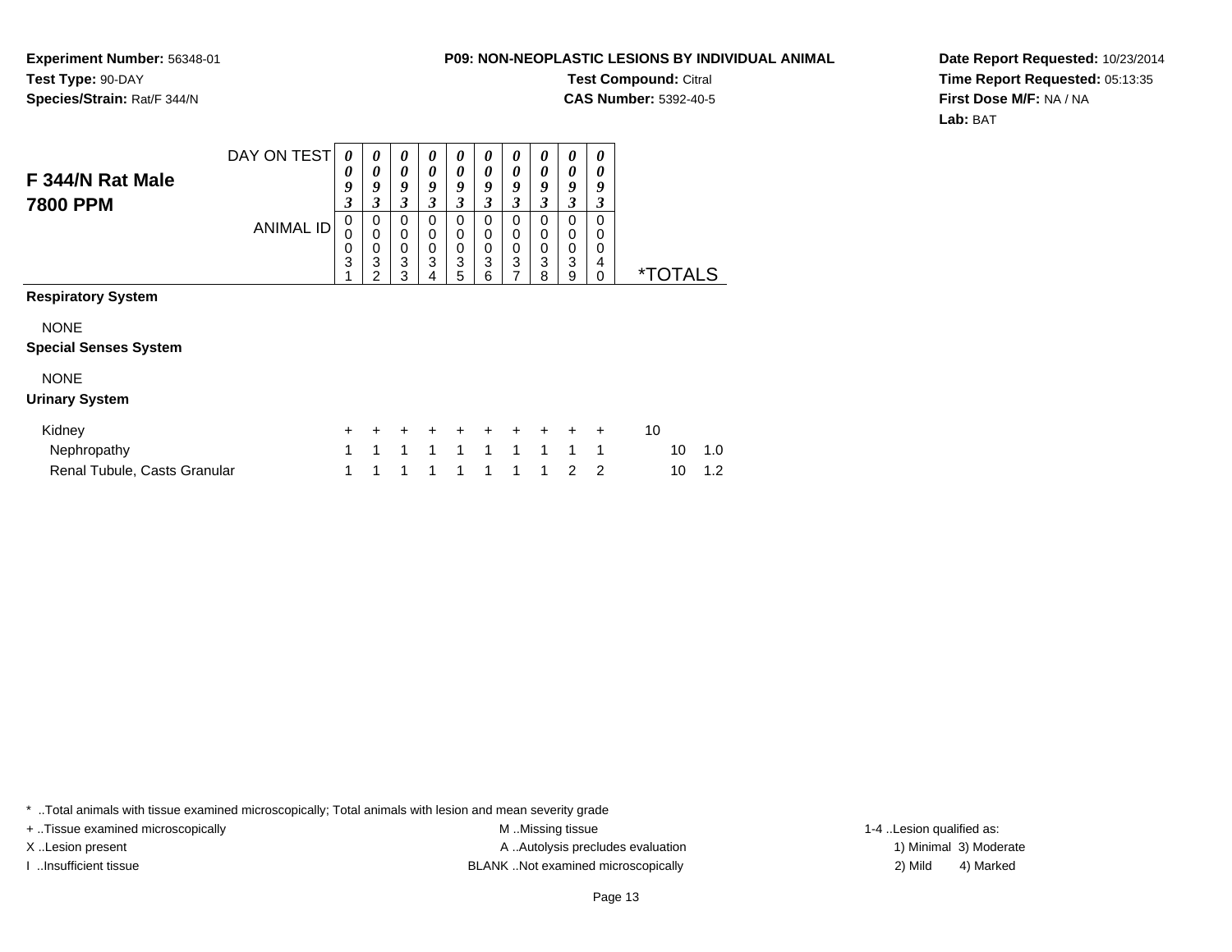**Experiment Number:** 56348-01
**Test Type:** 90-DAY
**Species/Strain:** Rat/F 344/N

**P09: NON-NEOPLASTIC LESIONS BY INDIVIDUAL ANIMAL**
**Test Compound:** Citral
**CAS Number:** 5392-40-5

**Date Report Requested:** 10/23/2014
**Time Report Requested:** 05:13:35
**First Dose M/F:** NA / NA
**Lab:** BAT

## F 344/N Rat Male 7800 PPM

| DAY ON TEST | 0093 | 0093 | 0093 | 0093 | 0093 | 0093 | 0093 | 0093 | 0093 | 0093 | | |
|---|---|---|---|---|---|---|---|---|---|---|---|---|
| ANIMAL ID | 00031 | 00032 | 00033 | 00034 | 00035 | 00036 | 00037 | 00038 | 00039 | 00040 | *TOTALS | |
| **Respiratory System** | | | | | | | | | | | | |
| NONE | | | | | | | | | | | | |
| **Special Senses System** | | | | | | | | | | | | |
| NONE | | | | | | | | | | | | |
| **Urinary System** | | | | | | | | | | | | |
| Kidney | + | + | + | + | + | + | + | + | + | + | 10 | |
| Nephropathy | 1 | 1 | 1 | 1 | 1 | 1 | 1 | 1 | 1 | 1 | 10 | 1.0 |
| Renal Tubule, Casts Granular | 1 | 1 | 1 | 1 | 1 | 1 | 1 | 1 | 2 | 2 | 10 | 1.2 |

* ..Total animals with tissue examined microscopically; Total animals with lesion and mean severity grade
+ ..Tissue examined microscopically
X ..Lesion present
I ..Insufficient tissue
M ..Missing tissue
A ..Autolysis precludes evaluation
BLANK ..Not examined microscopically
1-4 ..Lesion qualified as:
1) Minimal 3) Moderate
2) Mild 4) Marked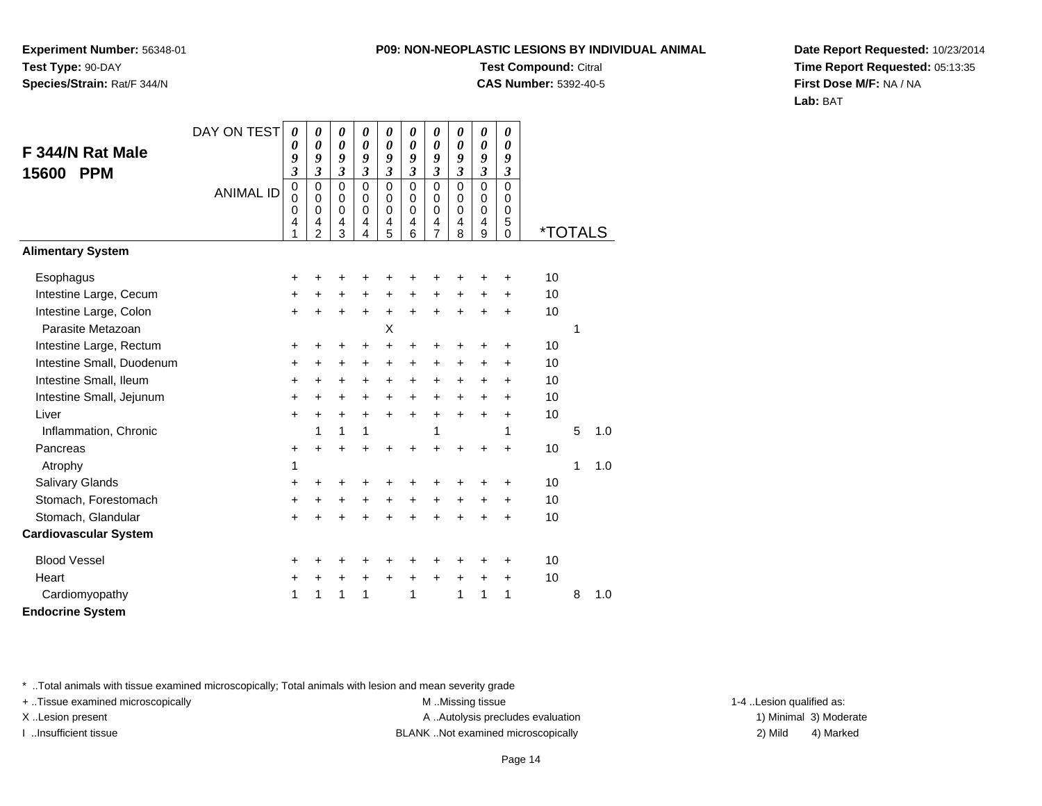**Experiment Number:** 56348-01
**Test Type:** 90-DAY
**Species/Strain:** Rat/F 344/N

**P09: NON-NEOPLASTIC LESIONS BY INDIVIDUAL ANIMAL**
**Test Compound:** Citral
**CAS Number:** 5392-40-5

**Date Report Requested:** 10/23/2014
**Time Report Requested:** 05:13:35
**First Dose M/F:** NA / NA
**Lab:** BAT

## F 344/N Rat Male 15600 PPM

| DAY ON TEST | 0093 | 0093 | 0093 | 0093 | 0093 | 0093 | 0093 | 0093 | 0093 | 0093 | | | |
|---|---|---|---|---|---|---|---|---|---|---|---|---|---|
| ANIMAL ID | 00041 | 00042 | 00043 | 00044 | 00045 | 00046 | 00047 | 00048 | 00049 | 00050 | *TOTALS | | |
| **Alimentary System** | | | | | | | | | | | | | |
| Esophagus | + | + | + | + | + | + | + | + | + | + | 10 | | |
| Intestine Large, Cecum | + | + | + | + | + | + | + | + | + | + | 10 | | |
| Intestine Large, Colon | + | + | + | + | + | + | + | + | + | + | 10 | | |
| Parasite Metazoan | | | | | X | | | | | | | 1 | |
| Intestine Large, Rectum | + | + | + | + | + | + | + | + | + | + | 10 | | |
| Intestine Small, Duodenum | + | + | + | + | + | + | + | + | + | + | 10 | | |
| Intestine Small, Ileum | + | + | + | + | + | + | + | + | + | + | 10 | | |
| Intestine Small, Jejunum | + | + | + | + | + | + | + | + | + | + | 10 | | |
| Liver | + | + | + | + | + | + | + | + | + | + | 10 | | |
| Inflammation, Chronic | | 1 | 1 | 1 | | | 1 | | | 1 | | 5 | 1.0 |
| Pancreas | + | + | + | + | + | + | + | + | + | + | 10 | | |
| Atrophy | 1 | | | | | | | | | | | 1 | 1.0 |
| Salivary Glands | + | + | + | + | + | + | + | + | + | + | 10 | | |
| Stomach, Forestomach | + | + | + | + | + | + | + | + | + | + | 10 | | |
| Stomach, Glandular | + | + | + | + | + | + | + | + | + | + | 10 | | |
| **Cardiovascular System** | | | | | | | | | | | | | |
| Blood Vessel | + | + | + | + | + | + | + | + | + | + | 10 | | |
| Heart | + | + | + | + | + | + | + | + | + | + | 10 | | |
| Cardiomyopathy | 1 | 1 | 1 | 1 | | 1 | | 1 | 1 | 1 | | 8 | 1.0 |
| **Endocrine System** | | | | | | | | | | | | | |

* ..Total animals with tissue examined microscopically; Total animals with lesion and mean severity grade
+ ..Tissue examined microscopically
X ..Lesion present
I ..Insufficient tissue

M ..Missing tissue
A ..Autolysis precludes evaluation
BLANK ..Not examined microscopically

1-4 ..Lesion qualified as:
1) Minimal 3) Moderate
2) Mild 4) Marked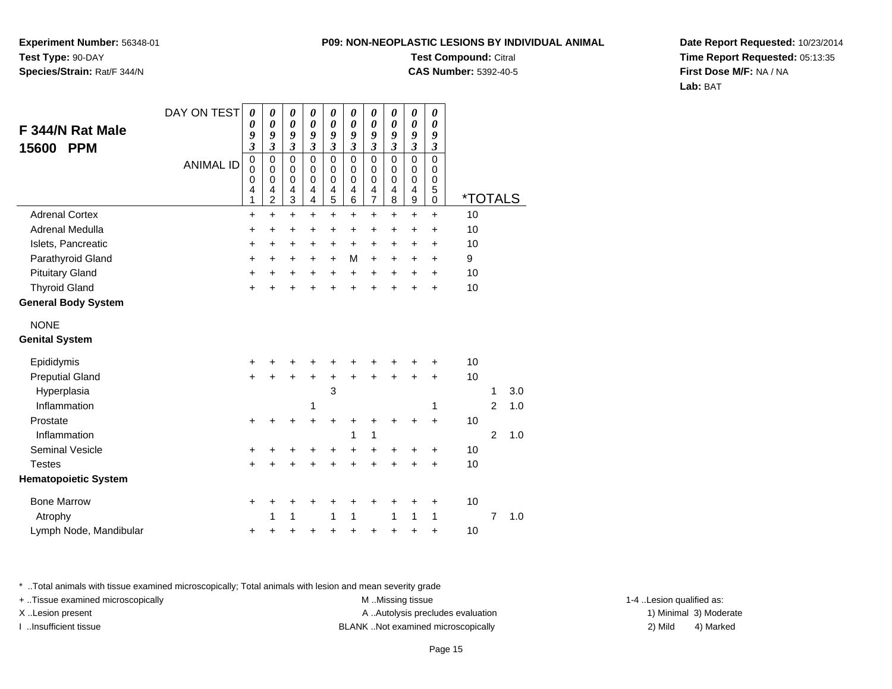**Experiment Number:** 56348-01
**Test Type:** 90-DAY
**Species/Strain:** Rat/F 344/N

**P09: NON-NEOPLASTIC LESIONS BY INDIVIDUAL ANIMAL**
**Test Compound:** Citral
**CAS Number:** 5392-40-5

**Date Report Requested:** 10/23/2014
**Time Report Requested:** 05:13:35
**First Dose M/F:** NA / NA
**Lab:** BAT

## F 344/N Rat Male 15600 PPM

| DAY ON TEST | 0093 | 0093 | 0093 | 0093 | 0093 | 0093 | 0093 | 0093 | 0093 | 0093 | | | |
|---|---|---|---|---|---|---|---|---|---|---|---|---|---|
| ANIMAL ID | 00041 | 00042 | 00043 | 00044 | 00045 | 00046 | 00047 | 00048 | 00049 | 00050 | *TOTALS | | |
| Adrenal Cortex | + | + | + | + | + | + | + | + | + | + | 10 | | |
| Adrenal Medulla | + | + | + | + | + | + | + | + | + | + | 10 | | |
| Islets, Pancreatic | + | + | + | + | + | + | + | + | + | + | 10 | | |
| Parathyroid Gland | + | + | + | + | + | M | + | + | + | + | 9 | | |
| Pituitary Gland | + | + | + | + | + | + | + | + | + | + | 10 | | |
| Thyroid Gland | + | + | + | + | + | + | + | + | + | + | 10 | | |
| **General Body System** | | | | | | | | | | | | | |
| NONE | | | | | | | | | | | | | |
| **Genital System** | | | | | | | | | | | | | |
| Epididymis | + | + | + | + | + | + | + | + | + | + | 10 | | |
| Preputial Gland | + | + | + | + | + | + | + | + | + | + | 10 | | |
| Hyperplasia | | | | | 3 | | | | | | | 1 | 3.0 |
| Inflammation | | | | 1 | | | | | | 1 | | 2 | 1.0 |
| Prostate | + | + | + | + | + | + | + | + | + | + | 10 | | |
| Inflammation | | | | | | 1 | 1 | | | | | 2 | 1.0 |
| Seminal Vesicle | + | + | + | + | + | + | + | + | + | + | 10 | | |
| Testes | + | + | + | + | + | + | + | + | + | + | 10 | | |
| **Hematopoietic System** | | | | | | | | | | | | | |
| Bone Marrow | + | + | + | + | + | + | + | + | + | + | 10 | | |
| Atrophy | | 1 | 1 | | 1 | 1 | | 1 | 1 | 1 | | 7 | 1.0 |
| Lymph Node, Mandibular | + | + | + | + | + | + | + | + | + | + | 10 | | |

* ..Total animals with tissue examined microscopically; Total animals with lesion and mean severity grade
+ ..Tissue examined microscopically
X ..Lesion present
I ..Insufficient tissue

M ..Missing tissue
A ..Autolysis precludes evaluation
BLANK ..Not examined microscopically

1-4 ..Lesion qualified as:
1) Minimal 3) Moderate
2) Mild 4) Marked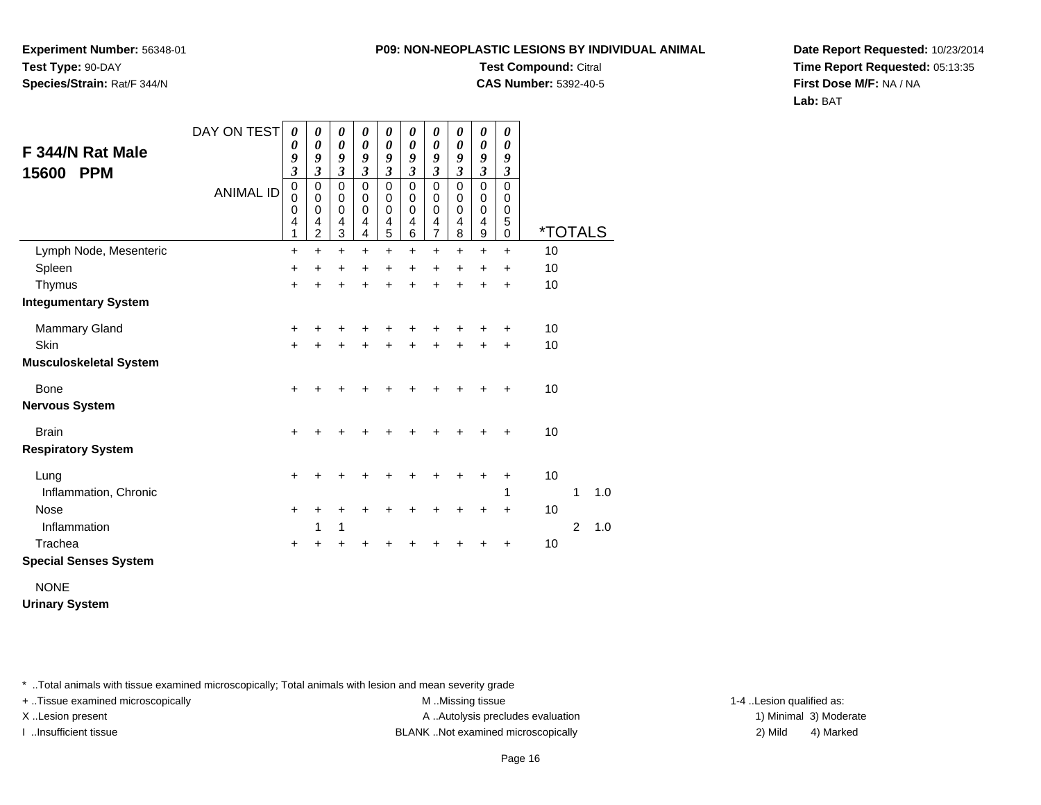**Experiment Number:** 56348-01
**Test Type:** 90-DAY
**Species/Strain:** Rat/F 344/N

**P09: NON-NEOPLASTIC LESIONS BY INDIVIDUAL ANIMAL**
**Test Compound:** Citral
**CAS Number:** 5392-40-5

**Date Report Requested:** 10/23/2014
**Time Report Requested:** 05:13:35
**First Dose M/F:** NA / NA
**Lab:** BAT

## F 344/N Rat Male 15600 PPM

| DAY ON TEST | 0093 | 0093 | 0093 | 0093 | 0093 | 0093 | 0093 | 0093 | 0093 | 0093 | | | |
|---|---|---|---|---|---|---|---|---|---|---|---|---|---|
| ANIMAL ID | 00041 | 00042 | 00043 | 00044 | 00045 | 00046 | 00047 | 00048 | 00049 | 00050 | *TOTALS | | |
| Lymph Node, Mesenteric | + | + | + | + | + | + | + | + | + | + | 10 | | |
| Spleen | + | + | + | + | + | + | + | + | + | + | 10 | | |
| Thymus | + | + | + | + | + | + | + | + | + | + | 10 | | |
| **Integumentary System** | | | | | | | | | | | | | |
| Mammary Gland | + | + | + | + | + | + | + | + | + | + | 10 | | |
| Skin | + | + | + | + | + | + | + | + | + | + | 10 | | |
| **Musculoskeletal System** | | | | | | | | | | | | | |
| Bone | + | + | + | + | + | + | + | + | + | + | 10 | | |
| **Nervous System** | | | | | | | | | | | | | |
| Brain | + | + | + | + | + | + | + | + | + | + | 10 | | |
| **Respiratory System** | | | | | | | | | | | | | |
| Lung | + | + | + | + | + | + | + | + | + | + | 10 | | |
| Inflammation, Chronic | | | | | | | | | | 1 | | 1 | 1.0 |
| Nose | + | + | + | + | + | + | + | + | + | + | 10 | | |
| Inflammation | | 1 | 1 | | | | | | | | | 2 | 1.0 |
| Trachea | + | + | + | + | + | + | + | + | + | + | 10 | | |
| **Special Senses System** | | | | | | | | | | | | | |
| NONE | | | | | | | | | | | | | |
| **Urinary System** | | | | | | | | | | | | | |

\* ..Total animals with tissue examined microscopically; Total animals with lesion and mean severity grade
+ ..Tissue examined microscopically
X ..Lesion present
I ..Insufficient tissue

M ..Missing tissue
A ..Autolysis precludes evaluation
BLANK ..Not examined microscopically

1-4 ..Lesion qualified as:
1) Minimal 3) Moderate
2) Mild 4) Marked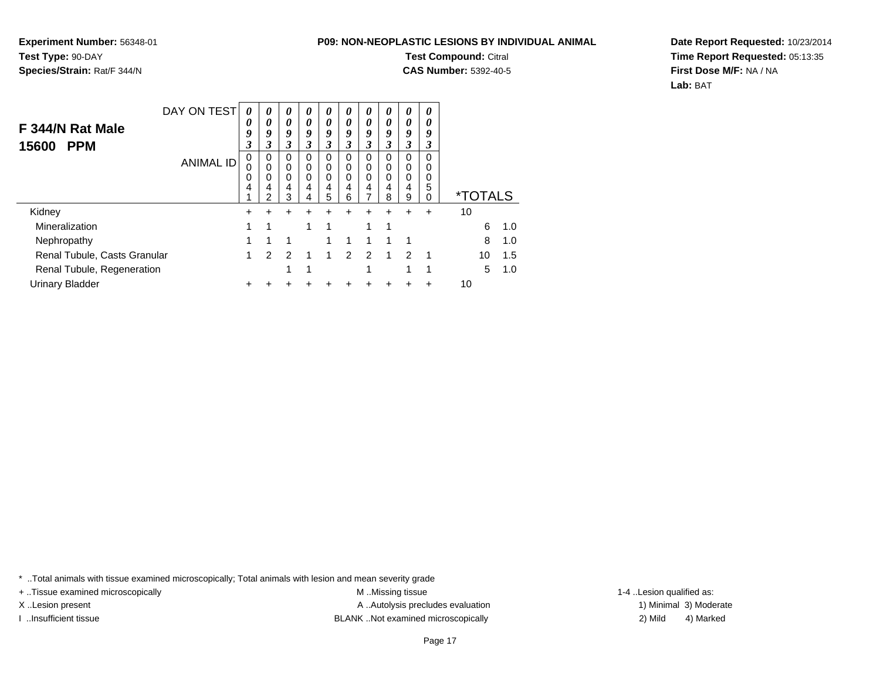**Experiment Number:** 56348-01
**Test Type:** 90-DAY
**Species/Strain:** Rat/F 344/N

**P09: NON-NEOPLASTIC LESIONS BY INDIVIDUAL ANIMAL**
**Test Compound:** Citral
**CAS Number:** 5392-40-5

**Date Report Requested:** 10/23/2014
**Time Report Requested:** 05:13:35
**First Dose M/F:** NA / NA
**Lab:** BAT

## F 344/N Rat Male 15600 PPM

| DAY ON TEST | 0093 | 0093 | 0093 | 0093 | 0093 | 0093 | 0093 | 0093 | 0093 | 0093 | | |
|---|---|---|---|---|---|---|---|---|---|---|---|---|
| ANIMAL ID | 00041 | 00042 | 00043 | 00044 | 00045 | 00046 | 00047 | 00048 | 00049 | 00050 | *TOTALS | |
| Kidney | + | + | + | + | + | + | + | + | + | + | 10 | |
| Mineralization | 1 | 1 | | 1 | 1 | | 1 | 1 | | | 6 | 1.0 |
| Nephropathy | 1 | 1 | 1 | | 1 | 1 | 1 | 1 | 1 | | 8 | 1.0 |
| Renal Tubule, Casts Granular | 1 | 2 | 2 | 1 | 1 | 2 | 2 | 1 | 2 | 1 | 10 | 1.5 |
| Renal Tubule, Regeneration | | | 1 | 1 | | | 1 | | 1 | 1 | 5 | 1.0 |
| Urinary Bladder | + | + | + | + | + | + | + | + | + | + | 10 | |

* ..Total animals with tissue examined microscopically; Total animals with lesion and mean severity grade
+ ..Tissue examined microscopically
X ..Lesion present
I ..Insufficient tissue
M ..Missing tissue
A ..Autolysis precludes evaluation
BLANK ..Not examined microscopically
1-4 ..Lesion qualified as:
1) Minimal 3) Moderate
2) Mild 4) Marked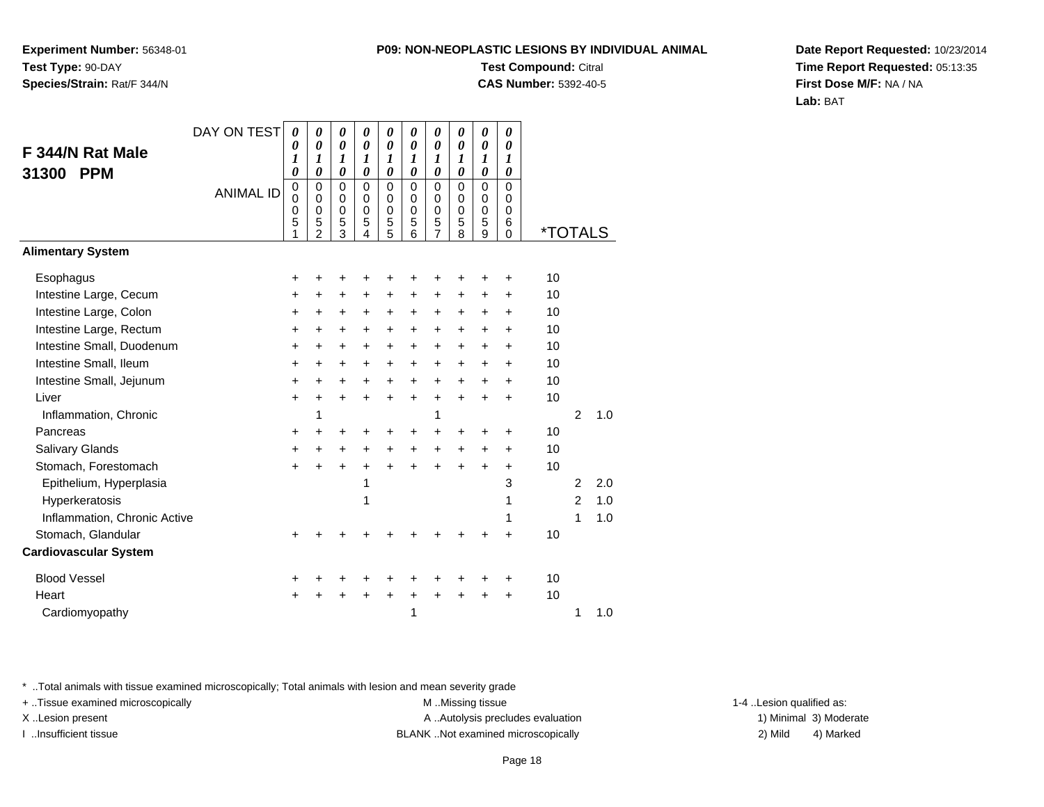**Experiment Number:** 56348-01
**Test Type:** 90-DAY
**Species/Strain:** Rat/F 344/N

**P09: NON-NEOPLASTIC LESIONS BY INDIVIDUAL ANIMAL**
**Test Compound:** Citral
**CAS Number:** 5392-40-5

**Date Report Requested:** 10/23/2014
**Time Report Requested:** 05:13:35
**First Dose M/F:** NA / NA
**Lab:** BAT

## F 344/N Rat Male 31300 PPM

| DAY ON TEST | 0010 | 0010 | 0010 | 0010 | 0010 | 0010 | 0010 | 0010 | 0010 | 0010 | | | |
|---|---|---|---|---|---|---|---|---|---|---|---|---|---|
| ANIMAL ID | 00051 | 00052 | 00053 | 00054 | 00055 | 00056 | 00057 | 00058 | 00059 | 00060 | *TOTALS | | |
| **Alimentary System** | | | | | | | | | | | | | |
| Esophagus | + | + | + | + | + | + | + | + | + | + | 10 | | |
| Intestine Large, Cecum | + | + | + | + | + | + | + | + | + | + | 10 | | |
| Intestine Large, Colon | + | + | + | + | + | + | + | + | + | + | 10 | | |
| Intestine Large, Rectum | + | + | + | + | + | + | + | + | + | + | 10 | | |
| Intestine Small, Duodenum | + | + | + | + | + | + | + | + | + | + | 10 | | |
| Intestine Small, Ileum | + | + | + | + | + | + | + | + | + | + | 10 | | |
| Intestine Small, Jejunum | + | + | + | + | + | + | + | + | + | + | 10 | | |
| Liver | + | + | + | + | + | + | + | + | + | + | 10 | | |
| Inflammation, Chronic | | 1 | | | | | 1 | | | | | 2 | 1.0 |
| Pancreas | + | + | + | + | + | + | + | + | + | + | 10 | | |
| Salivary Glands | + | + | + | + | + | + | + | + | + | + | 10 | | |
| Stomach, Forestomach | + | + | + | + | + | + | + | + | + | + | 10 | | |
| Epithelium, Hyperplasia | | | | 1 | | | | | | 3 | | 2 | 2.0 |
| Hyperkeratosis | | | | 1 | | | | | | 1 | | 2 | 1.0 |
| Inflammation, Chronic Active | | | | | | | | | | 1 | | 1 | 1.0 |
| Stomach, Glandular | + | + | + | + | + | + | + | + | + | + | 10 | | |
| **Cardiovascular System** | | | | | | | | | | | | | |
| Blood Vessel | + | + | + | + | + | + | + | + | + | + | 10 | | |
| Heart | + | + | + | + | + | + | + | + | + | + | 10 | | |
| Cardiomyopathy | | | | | | 1 | | | | | | 1 | 1.0 |

\* ..Total animals with tissue examined microscopically; Total animals with lesion and mean severity grade
+ ..Tissue examined microscopically
X ..Lesion present
I ..Insufficient tissue

M ..Missing tissue
A ..Autolysis precludes evaluation
BLANK ..Not examined microscopically

1-4 ..Lesion qualified as:
1) Minimal 3) Moderate
2) Mild 4) Marked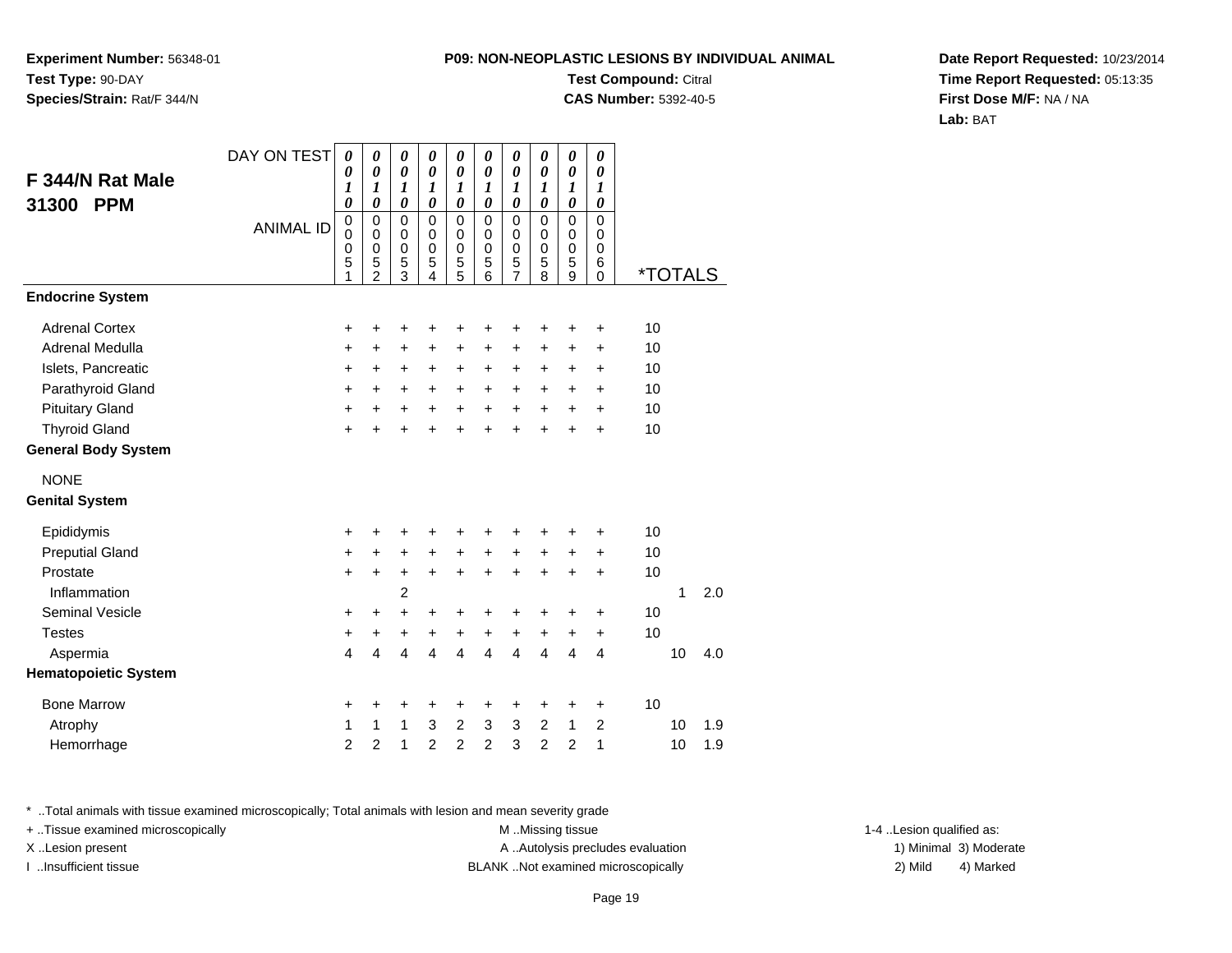**Experiment Number:** 56348-01
**Test Type:** 90-DAY
**Species/Strain:** Rat/F 344/N

**P09: NON-NEOPLASTIC LESIONS BY INDIVIDUAL ANIMAL**
**Test Compound:** Citral
**CAS Number:** 5392-40-5

**Date Report Requested:** 10/23/2014
**Time Report Requested:** 05:13:35
**First Dose M/F:** NA / NA
**Lab:** BAT

## F 344/N Rat Male 31300 PPM

| DAY ON TEST | 0010 | 0010 | 0010 | 0010 | 0010 | 0010 | 0010 | 0010 | 0010 | 0010 | | | |
|---|---|---|---|---|---|---|---|---|---|---|---|---|---|
| ANIMAL ID | 00051 | 00052 | 00053 | 00054 | 00055 | 00056 | 00057 | 00058 | 00059 | 00060 | *TOTALS | | |
| **Endocrine System** | | | | | | | | | | | | | |
| Adrenal Cortex | + | + | + | + | + | + | + | + | + | + | 10 | | |
| Adrenal Medulla | + | + | + | + | + | + | + | + | + | + | 10 | | |
| Islets, Pancreatic | + | + | + | + | + | + | + | + | + | + | 10 | | |
| Parathyroid Gland | + | + | + | + | + | + | + | + | + | + | 10 | | |
| Pituitary Gland | + | + | + | + | + | + | + | + | + | + | 10 | | |
| Thyroid Gland | + | + | + | + | + | + | + | + | + | + | 10 | | |
| **General Body System** | | | | | | | | | | | | | |
| NONE | | | | | | | | | | | | | |
| **Genital System** | | | | | | | | | | | | | |
| Epididymis | + | + | + | + | + | + | + | + | + | + | 10 | | |
| Preputial Gland | + | + | + | + | + | + | + | + | + | + | 10 | | |
| Prostate | + | + | + | + | + | + | + | + | + | + | 10 | | |
| Inflammation | | | 2 | | | | | | | | | 1 | 2.0 |
| Seminal Vesicle | + | + | + | + | + | + | + | + | + | + | 10 | | |
| Testes | + | + | + | + | + | + | + | + | + | + | 10 | | |
| Aspermia | 4 | 4 | 4 | 4 | 4 | 4 | 4 | 4 | 4 | 4 | | 10 | 4.0 |
| **Hematopoietic System** | | | | | | | | | | | | | |
| Bone Marrow | + | + | + | + | + | + | + | + | + | + | 10 | | |
| Atrophy | 1 | 1 | 1 | 3 | 2 | 3 | 3 | 2 | 1 | 2 | | 10 | 1.9 |
| Hemorrhage | 2 | 2 | 1 | 2 | 2 | 2 | 3 | 2 | 2 | 1 | | 10 | 1.9 |

* ..Total animals with tissue examined microscopically; Total animals with lesion and mean severity grade
+ ..Tissue examined microscopically
X ..Lesion present
I ..Insufficient tissue

M ..Missing tissue
A ..Autolysis precludes evaluation
BLANK ..Not examined microscopically

1-4 ..Lesion qualified as:
1) Minimal 3) Moderate
2) Mild 4) Marked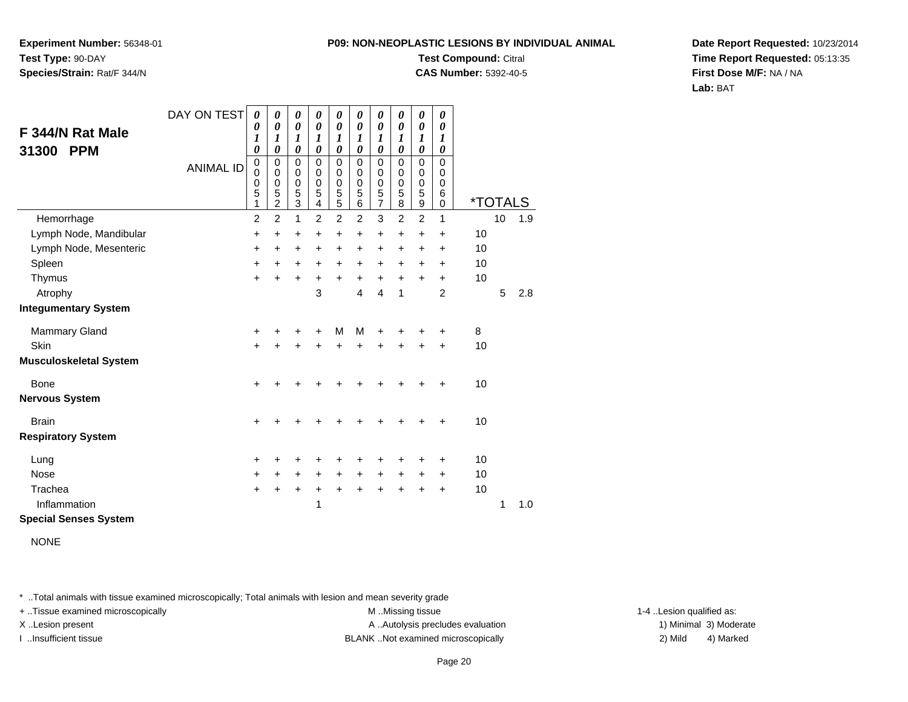**Experiment Number:** 56348-01
**Test Type:** 90-DAY
**Species/Strain:** Rat/F 344/N

**P09: NON-NEOPLASTIC LESIONS BY INDIVIDUAL ANIMAL**
**Test Compound:** Citral
**CAS Number:** 5392-40-5

**Date Report Requested:** 10/23/2014
**Time Report Requested:** 05:13:35
**First Dose M/F:** NA / NA
**Lab:** BAT

## F 344/N Rat Male 31300 PPM

| DAY ON TEST | 0010 | 0010 | 0010 | 0010 | 0010 | 0010 | 0010 | 0010 | 0010 | 0010 | | | |
|---|---|---|---|---|---|---|---|---|---|---|---|---|---|
| ANIMAL ID | 00051 | 00052 | 00053 | 00054 | 00055 | 00056 | 00057 | 00058 | 00059 | 00060 | *TOTALS | | |
| Hemorrhage | 2 | 2 | 1 | 2 | 2 | 2 | 3 | 2 | 2 | 1 | | 10 | 1.9 |
| Lymph Node, Mandibular | + | + | + | + | + | + | + | + | + | + | 10 | | |
| Lymph Node, Mesenteric | + | + | + | + | + | + | + | + | + | + | 10 | | |
| Spleen | + | + | + | + | + | + | + | + | + | + | 10 | | |
| Thymus | + | + | + | + | + | + | + | + | + | + | 10 | | |
| Atrophy | | | | 3 | | 4 | 4 | 1 | | 2 | | 5 | 2.8 |
| **Integumentary System** | | | | | | | | | | | | | |
| Mammary Gland | + | + | + | + | M | M | + | + | + | + | 8 | | |
| Skin | + | + | + | + | + | + | + | + | + | + | 10 | | |
| **Musculoskeletal System** | | | | | | | | | | | | | |
| Bone | + | + | + | + | + | + | + | + | + | + | 10 | | |
| **Nervous System** | | | | | | | | | | | | | |
| Brain | + | + | + | + | + | + | + | + | + | + | 10 | | |
| **Respiratory System** | | | | | | | | | | | | | |
| Lung | + | + | + | + | + | + | + | + | + | + | 10 | | |
| Nose | + | + | + | + | + | + | + | + | + | + | 10 | | |
| Trachea | + | + | + | + | + | + | + | + | + | + | 10 | | |
| Inflammation | | | | 1 | | | | | | | | 1 | 1.0 |
| **Special Senses System** | | | | | | | | | | | | | |
| NONE | | | | | | | | | | | | | |

* ..Total animals with tissue examined microscopically; Total animals with lesion and mean severity grade
+ ..Tissue examined microscopically
X ..Lesion present
I ..Insufficient tissue
M ..Missing tissue
A ..Autolysis precludes evaluation
BLANK ..Not examined microscopically
1-4 ..Lesion qualified as:
1) Minimal 3) Moderate
2) Mild 4) Marked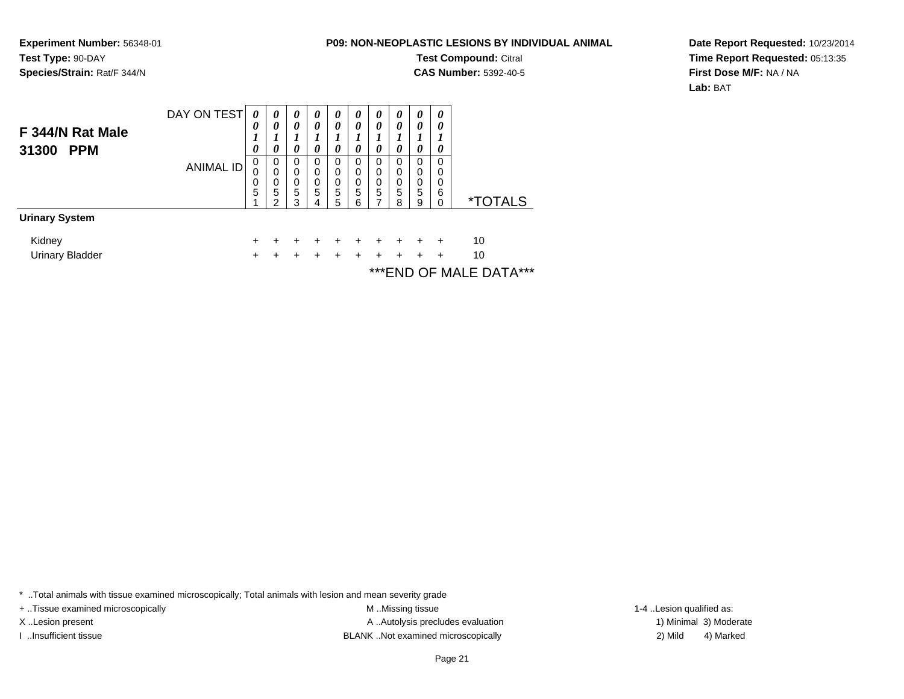**Experiment Number:** 56348-01
**Test Type:** 90-DAY
**Species/Strain:** Rat/F 344/N

**P09: NON-NEOPLASTIC LESIONS BY INDIVIDUAL ANIMAL**
**Test Compound:** Citral
**CAS Number:** 5392-40-5

**Date Report Requested:** 10/23/2014
**Time Report Requested:** 05:13:35
**First Dose M/F:** NA / NA
**Lab:** BAT

## F 344/N Rat Male 31300 PPM

| DAY ON TEST | 0010 | 0010 | 0010 | 0010 | 0010 | 0010 | 0010 | 0010 | 0010 | 0010 | |
|---|---|---|---|---|---|---|---|---|---|---|---|
| ANIMAL ID | 00051 | 00052 | 00053 | 00054 | 00055 | 00056 | 00057 | 00058 | 00059 | 00060 | *TOTALS |
| **Urinary System** | | | | | | | | | | | |
| Kidney | + | + | + | + | + | + | + | + | + | + | 10 |
| Urinary Bladder | + | + | + | + | + | + | + | + | + | + | 10 |

***END OF MALE DATA***

* ..Total animals with tissue examined microscopically; Total animals with lesion and mean severity grade
+ ..Tissue examined microscopically
X ..Lesion present
I ..Insufficient tissue
M ..Missing tissue
A ..Autolysis precludes evaluation
BLANK ..Not examined microscopically
1-4 ..Lesion qualified as:
1) Minimal 2) Mild 3) Moderate 4) Marked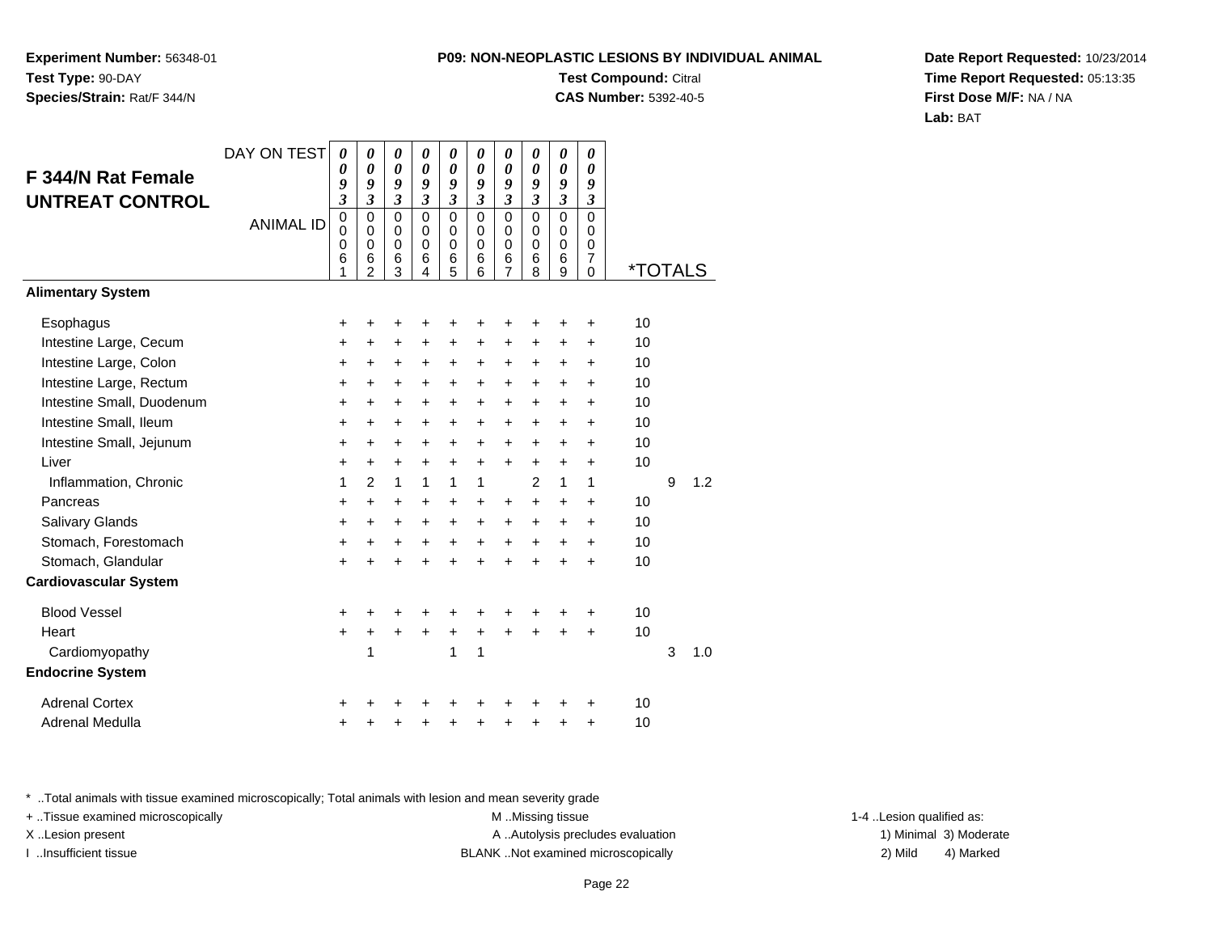**Experiment Number:** 56348-01
**Test Type:** 90-DAY
**Species/Strain:** Rat/F 344/N

**P09: NON-NEOPLASTIC LESIONS BY INDIVIDUAL ANIMAL**
**Test Compound:** Citral
**CAS Number:** 5392-40-5

**Date Report Requested:** 10/23/2014
**Time Report Requested:** 05:13:35
**First Dose M/F:** NA / NA
**Lab:** BAT

## F 344/N Rat Female UNTREAT CONTROL

| DAY ON TEST | 0093 | 0093 | 0093 | 0093 | 0093 | 0093 | 0093 | 0093 | 0093 | 0093 | | | |
|---|---|---|---|---|---|---|---|---|---|---|---|---|---|
| ANIMAL ID | 00061 | 00062 | 00063 | 00064 | 00065 | 00066 | 00067 | 00068 | 00069 | 00070 | *TOTALS | | |
| **Alimentary System** | | | | | | | | | | | | | |
| Esophagus | + | + | + | + | + | + | + | + | + | + | 10 | | |
| Intestine Large, Cecum | + | + | + | + | + | + | + | + | + | + | 10 | | |
| Intestine Large, Colon | + | + | + | + | + | + | + | + | + | + | 10 | | |
| Intestine Large, Rectum | + | + | + | + | + | + | + | + | + | + | 10 | | |
| Intestine Small, Duodenum | + | + | + | + | + | + | + | + | + | + | 10 | | |
| Intestine Small, Ileum | + | + | + | + | + | + | + | + | + | + | 10 | | |
| Intestine Small, Jejunum | + | + | + | + | + | + | + | + | + | + | 10 | | |
| Liver | + | + | + | + | + | + | + | + | + | + | 10 | | |
| Inflammation, Chronic | 1 | 2 | 1 | 1 | 1 | 1 | | 2 | 1 | 1 | | 9 | 1.2 |
| Pancreas | + | + | + | + | + | + | + | + | + | + | 10 | | |
| Salivary Glands | + | + | + | + | + | + | + | + | + | + | 10 | | |
| Stomach, Forestomach | + | + | + | + | + | + | + | + | + | + | 10 | | |
| Stomach, Glandular | + | + | + | + | + | + | + | + | + | + | 10 | | |
| **Cardiovascular System** | | | | | | | | | | | | | |
| Blood Vessel | + | + | + | + | + | + | + | + | + | + | 10 | | |
| Heart | + | + | + | + | + | + | + | + | + | + | 10 | | |
| Cardiomyopathy | | 1 | | | 1 | 1 | | | | | | 3 | 1.0 |
| **Endocrine System** | | | | | | | | | | | | | |
| Adrenal Cortex | + | + | + | + | + | + | + | + | + | + | 10 | | |
| Adrenal Medulla | + | + | + | + | + | + | + | + | + | + | 10 | | |

* ..Total animals with tissue examined microscopically; Total animals with lesion and mean severity grade
+ ..Tissue examined microscopically
X ..Lesion present
I ..Insufficient tissue
M ..Missing tissue
A ..Autolysis precludes evaluation
BLANK ..Not examined microscopically
1-4 ..Lesion qualified as:
1) Minimal 3) Moderate
2) Mild 4) Marked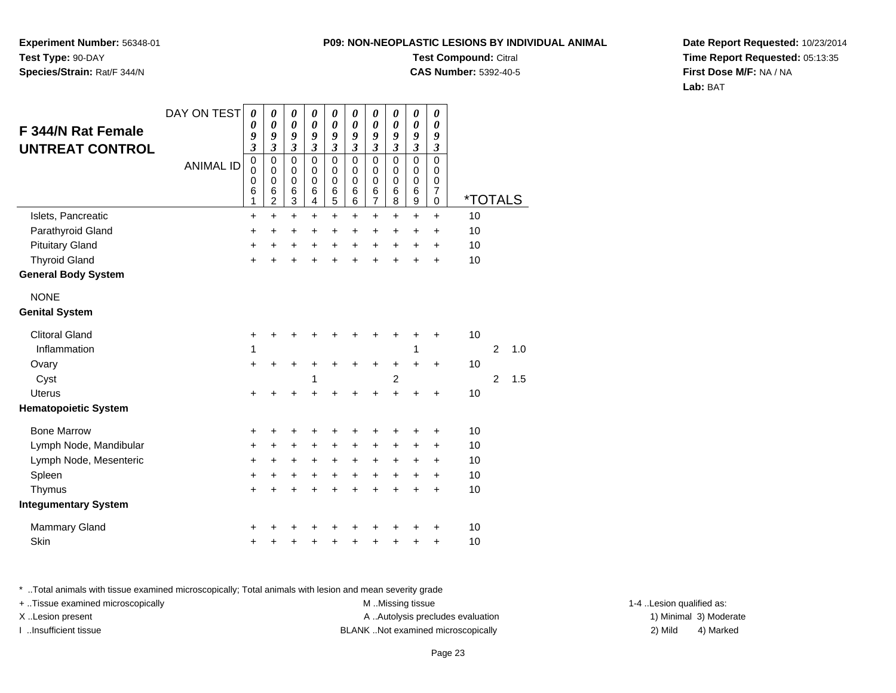**Experiment Number:** 56348-01
**Test Type:** 90-DAY
**Species/Strain:** Rat/F 344/N

**P09: NON-NEOPLASTIC LESIONS BY INDIVIDUAL ANIMAL**
**Test Compound:** Citral
**CAS Number:** 5392-40-5

**Date Report Requested:** 10/23/2014
**Time Report Requested:** 05:13:35
**First Dose M/F:** NA / NA
**Lab:** BAT

## F 344/N Rat Female UNTREAT CONTROL

| DAY ON TEST | 0093 | 0093 | 0093 | 0093 | 0093 | 0093 | 0093 | 0093 | 0093 | 0093 | | | |
|---|---|---|---|---|---|---|---|---|---|---|---|---|---|
| ANIMAL ID | 00061 | 00062 | 00063 | 00064 | 00065 | 00066 | 00067 | 00068 | 00069 | 00070 | *TOTALS | | |
| Islets, Pancreatic | + | + | + | + | + | + | + | + | + | + | 10 | | |
| Parathyroid Gland | + | + | + | + | + | + | + | + | + | + | 10 | | |
| Pituitary Gland | + | + | + | + | + | + | + | + | + | + | 10 | | |
| Thyroid Gland | + | + | + | + | + | + | + | + | + | + | 10 | | |
| **General Body System** | | | | | | | | | | | | | |
| NONE | | | | | | | | | | | | | |
| **Genital System** | | | | | | | | | | | | | |
| Clitoral Gland | + | + | + | + | + | + | + | + | + | + | 10 | | |
| Inflammation | 1 | | | | | | | | 1 | | | 2 | 1.0 |
| Ovary | + | + | + | + | + | + | + | + | + | + | 10 | | |
| Cyst | | | | 1 | | | | 2 | | | | 2 | 1.5 |
| Uterus | + | + | + | + | + | + | + | + | + | + | 10 | | |
| **Hematopoietic System** | | | | | | | | | | | | | |
| Bone Marrow | + | + | + | + | + | + | + | + | + | + | 10 | | |
| Lymph Node, Mandibular | + | + | + | + | + | + | + | + | + | + | 10 | | |
| Lymph Node, Mesenteric | + | + | + | + | + | + | + | + | + | + | 10 | | |
| Spleen | + | + | + | + | + | + | + | + | + | + | 10 | | |
| Thymus | + | + | + | + | + | + | + | + | + | + | 10 | | |
| **Integumentary System** | | | | | | | | | | | | | |
| Mammary Gland | + | + | + | + | + | + | + | + | + | + | 10 | | |
| Skin | + | + | + | + | + | + | + | + | + | + | 10 | | |

* ..Total animals with tissue examined microscopically; Total animals with lesion and mean severity grade
+ ..Tissue examined microscopically
X ..Lesion present
I ..Insufficient tissue

M ..Missing tissue
A ..Autolysis precludes evaluation
BLANK ..Not examined microscopically

1-4 ..Lesion qualified as:
1) Minimal 3) Moderate
2) Mild 4) Marked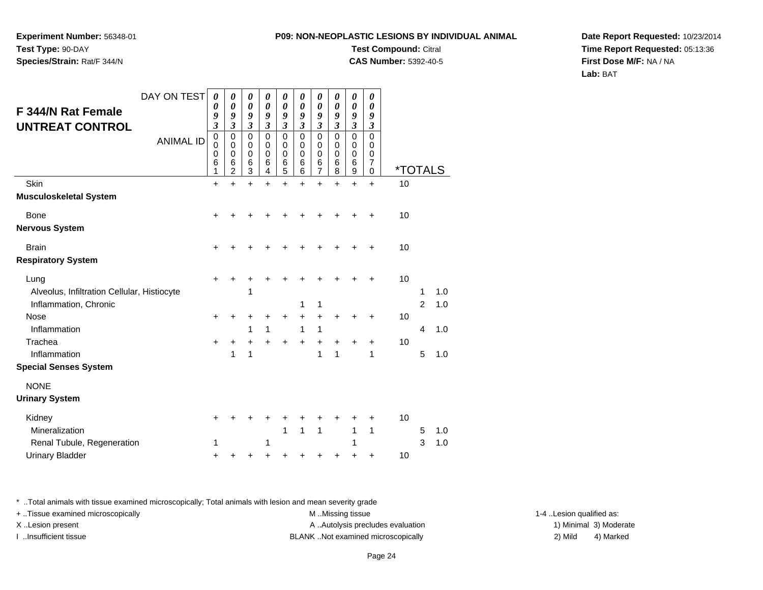**Experiment Number:** 56348-01
**Test Type:** 90-DAY
**Species/Strain:** Rat/F 344/N

**P09: NON-NEOPLASTIC LESIONS BY INDIVIDUAL ANIMAL**
**Test Compound:** Citral
**CAS Number:** 5392-40-5

**Date Report Requested:** 10/23/2014
**Time Report Requested:** 05:13:36
**First Dose M/F:** NA / NA
**Lab:** BAT

## F 344/N Rat Female UNTREAT CONTROL

| DAY ON TEST | 0093 | 0093 | 0093 | 0093 | 0093 | 0093 | 0093 | 0093 | 0093 | 0093 | | | |
|---|---|---|---|---|---|---|---|---|---|---|---|---|---|
| **ANIMAL ID** | 0061 | 0062 | 0063 | 0064 | 0065 | 0066 | 0067 | 0068 | 0069 | 0070 | ***TOTALS** | | |
| Skin | + | + | + | + | + | + | + | + | + | + | 10 | | |
| **Musculoskeletal System** | | | | | | | | | | | | | |
| Bone | + | + | + | + | + | + | + | + | + | + | 10 | | |
| **Nervous System** | | | | | | | | | | | | | |
| Brain | + | + | + | + | + | + | + | + | + | + | 10 | | |
| **Respiratory System** | | | | | | | | | | | | | |
| Lung | + | + | + | + | + | + | + | + | + | + | 10 | | |
| Alveolus, Infiltration Cellular, Histiocyte | | | 1 | | | | | | | | | 1 | 1.0 |
| Inflammation, Chronic | | | | | | 1 | 1 | | | | | 2 | 1.0 |
| Nose | + | + | + | + | + | + | + | + | + | + | 10 | | |
| Inflammation | | | 1 | 1 | | 1 | 1 | | | | | 4 | 1.0 |
| Trachea | + | + | + | + | + | + | + | + | + | + | 10 | | |
| Inflammation | | 1 | 1 | | | | 1 | 1 | | 1 | | 5 | 1.0 |
| **Special Senses System** | | | | | | | | | | | | | |
| NONE | | | | | | | | | | | | | |
| **Urinary System** | | | | | | | | | | | | | |
| Kidney | + | + | + | + | + | + | + | + | + | + | 10 | | |
| Mineralization | | | | | 1 | 1 | 1 | | 1 | 1 | | 5 | 1.0 |
| Renal Tubule, Regeneration | 1 | | | 1 | | | | | 1 | | | 3 | 1.0 |
| Urinary Bladder | + | + | + | + | + | + | + | + | + | + | 10 | | |

* ..Total animals with tissue examined microscopically; Total animals with lesion and mean severity grade
+ ..Tissue examined microscopically
X ..Lesion present
I ..Insufficient tissue
M ..Missing tissue
A ..Autolysis precludes evaluation
BLANK ..Not examined microscopically
1-4 ..Lesion qualified as: 1) Minimal 2) Mild 3) Moderate 4) Marked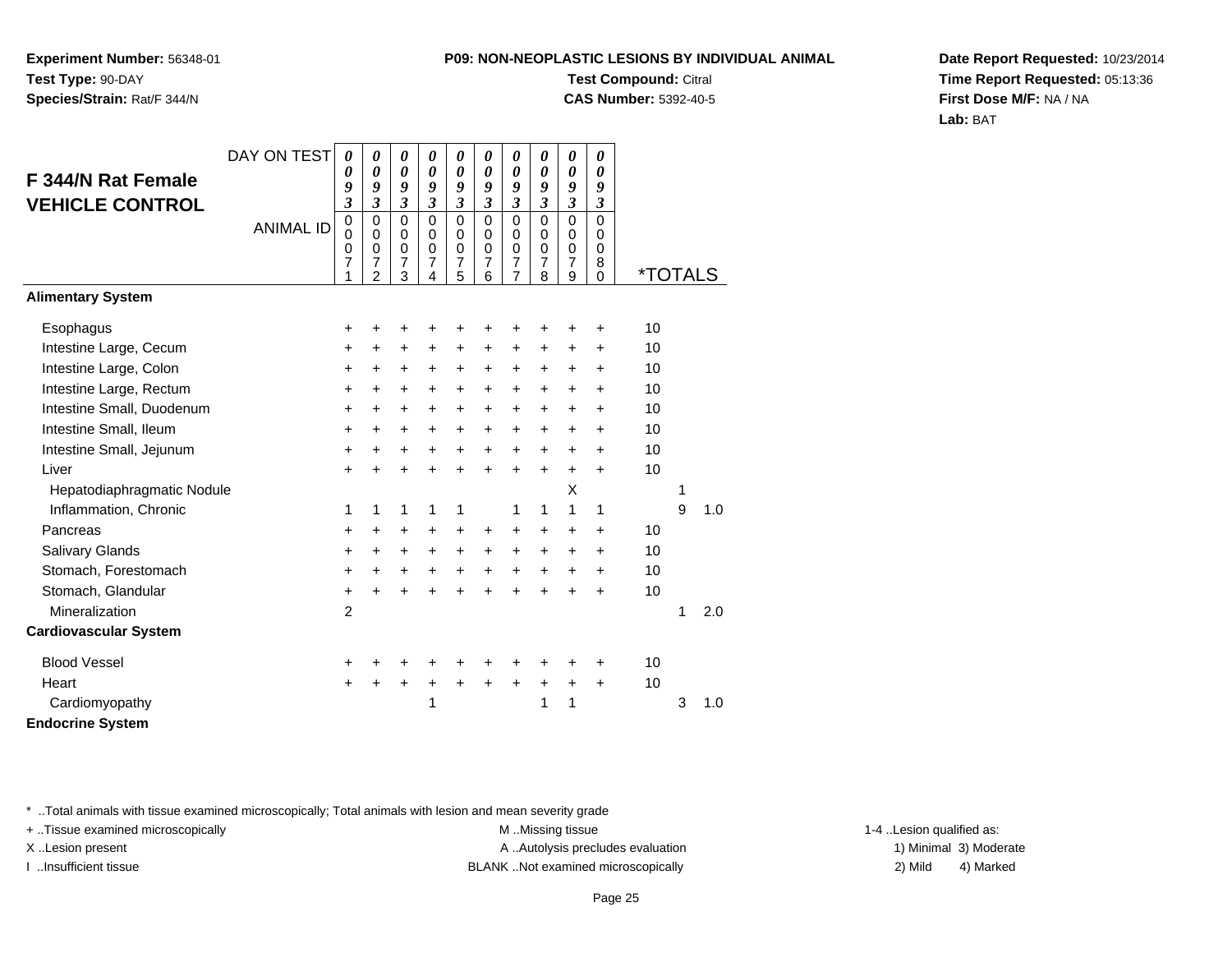**Experiment Number:** 56348-01
**Test Type:** 90-DAY
**Species/Strain:** Rat/F 344/N

**P09: NON-NEOPLASTIC LESIONS BY INDIVIDUAL ANIMAL**
**Test Compound:** Citral
**CAS Number:** 5392-40-5

**Date Report Requested:** 10/23/2014
**Time Report Requested:** 05:13:36
**First Dose M/F:** NA / NA
**Lab:** BAT

## F 344/N Rat Female VEHICLE CONTROL

| DAY ON TEST | 0093 | 0093 | 0093 | 0093 | 0093 | 0093 | 0093 | 0093 | 0093 | 0093 | | | |
|---|---|---|---|---|---|---|---|---|---|---|---|---|---|
| ANIMAL ID | 00071 | 00072 | 00073 | 00074 | 00075 | 00076 | 00077 | 00078 | 00079 | 00080 | *TOTALS | | |
| **Alimentary System** | | | | | | | | | | | | | |
| Esophagus | + | + | + | + | + | + | + | + | + | + | 10 | | |
| Intestine Large, Cecum | + | + | + | + | + | + | + | + | + | + | 10 | | |
| Intestine Large, Colon | + | + | + | + | + | + | + | + | + | + | 10 | | |
| Intestine Large, Rectum | + | + | + | + | + | + | + | + | + | + | 10 | | |
| Intestine Small, Duodenum | + | + | + | + | + | + | + | + | + | + | 10 | | |
| Intestine Small, Ileum | + | + | + | + | + | + | + | + | + | + | 10 | | |
| Intestine Small, Jejunum | + | + | + | + | + | + | + | + | + | + | 10 | | |
| Liver | + | + | + | + | + | + | + | + | + | + | 10 | | |
| Hepatodiaphragmatic Nodule | | | | | | | | | X | | | 1 | |
| Inflammation, Chronic | 1 | 1 | 1 | 1 | 1 | | 1 | 1 | 1 | 1 | | 9 | 1.0 |
| Pancreas | + | + | + | + | + | + | + | + | + | + | 10 | | |
| Salivary Glands | + | + | + | + | + | + | + | + | + | + | 10 | | |
| Stomach, Forestomach | + | + | + | + | + | + | + | + | + | + | 10 | | |
| Stomach, Glandular | + | + | + | + | + | + | + | + | + | + | 10 | | |
| Mineralization | 2 | | | | | | | | | | | 1 | 2.0 |
| **Cardiovascular System** | | | | | | | | | | | | | |
| Blood Vessel | + | + | + | + | + | + | + | + | + | + | 10 | | |
| Heart | + | + | + | + | + | + | + | + | + | + | 10 | | |
| Cardiomyopathy | | | | 1 | | | | 1 | 1 | | | 3 | 1.0 |
| **Endocrine System** | | | | | | | | | | | | | |

* ..Total animals with tissue examined microscopically; Total animals with lesion and mean severity grade
+ ..Tissue examined microscopically
X ..Lesion present
I ..Insufficient tissue
M ..Missing tissue
A ..Autolysis precludes evaluation
BLANK ..Not examined microscopically
1-4 ..Lesion qualified as:
1) Minimal 3) Moderate
2) Mild 4) Marked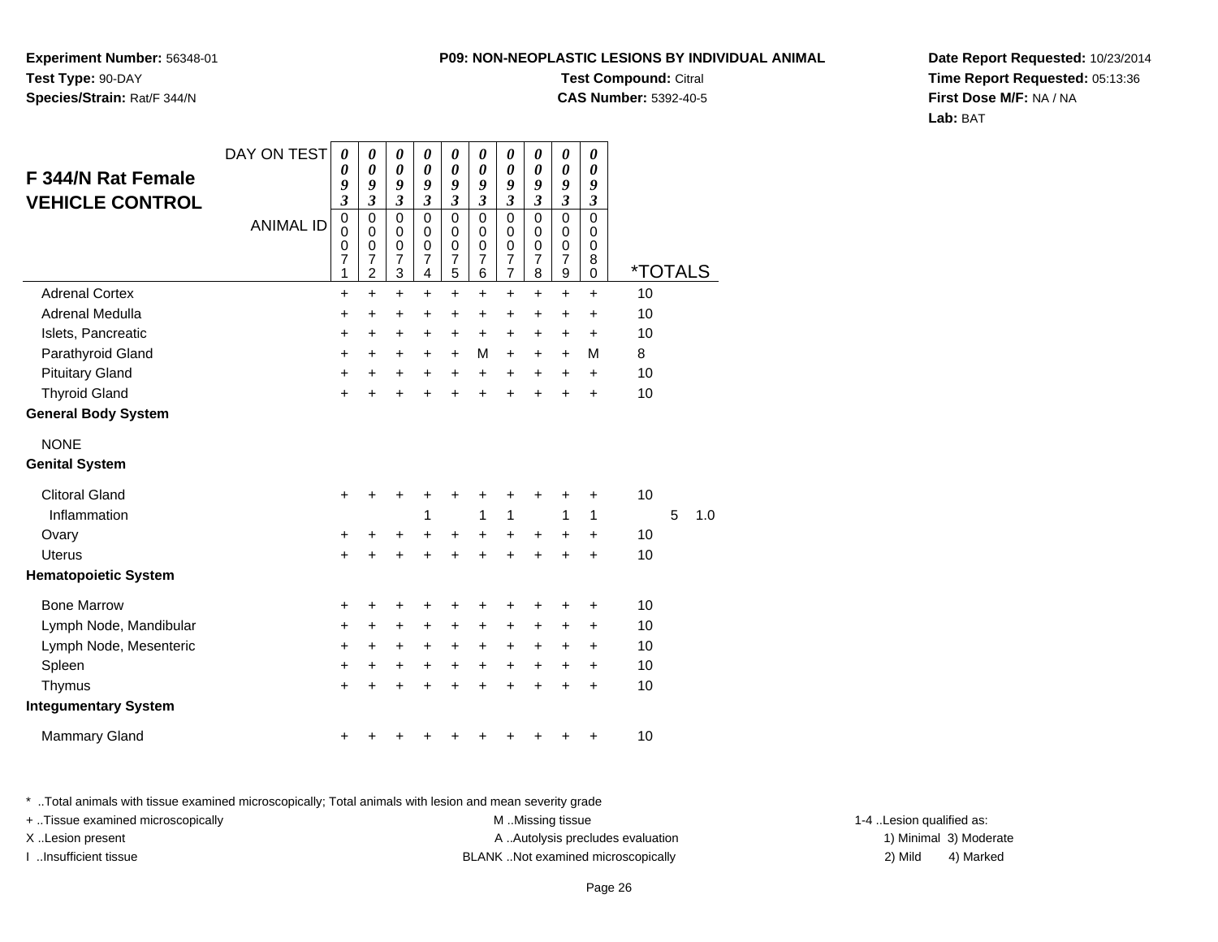**Experiment Number:** 56348-01
**Test Type:** 90-DAY
**Species/Strain:** Rat/F 344/N

**P09: NON-NEOPLASTIC LESIONS BY INDIVIDUAL ANIMAL**
**Test Compound:** Citral
**CAS Number:** 5392-40-5

**Date Report Requested:** 10/23/2014
**Time Report Requested:** 05:13:36
**First Dose M/F:** NA / NA
**Lab:** BAT

## F 344/N Rat Female VEHICLE CONTROL

| DAY ON TEST | 0093 | 0093 | 0093 | 0093 | 0093 | 0093 | 0093 | 0093 | 0093 | 0093 | | | |
|---|---|---|---|---|---|---|---|---|---|---|---|---|---|
| ANIMAL ID | 00071 | 00072 | 00073 | 00074 | 00075 | 00076 | 00077 | 00078 | 00079 | 00080 | *TOTALS | | |
| Adrenal Cortex | + | + | + | + | + | + | + | + | + | + | 10 | | |
| Adrenal Medulla | + | + | + | + | + | + | + | + | + | + | 10 | | |
| Islets, Pancreatic | + | + | + | + | + | + | + | + | + | + | 10 | | |
| Parathyroid Gland | + | + | + | + | + | M | + | + | + | M | 8 | | |
| Pituitary Gland | + | + | + | + | + | + | + | + | + | + | 10 | | |
| Thyroid Gland | + | + | + | + | + | + | + | + | + | + | 10 | | |
| **General Body System** | | | | | | | | | | | | | |
| NONE | | | | | | | | | | | | | |
| **Genital System** | | | | | | | | | | | | | |
| Clitoral Gland | + | + | + | + | + | + | + | + | + | + | 10 | | |
| Inflammation | | | | 1 | | 1 | 1 | | 1 | 1 | | 5 | 1.0 |
| Ovary | + | + | + | + | + | + | + | + | + | + | 10 | | |
| Uterus | + | + | + | + | + | + | + | + | + | + | 10 | | |
| **Hematopoietic System** | | | | | | | | | | | | | |
| Bone Marrow | + | + | + | + | + | + | + | + | + | + | 10 | | |
| Lymph Node, Mandibular | + | + | + | + | + | + | + | + | + | + | 10 | | |
| Lymph Node, Mesenteric | + | + | + | + | + | + | + | + | + | + | 10 | | |
| Spleen | + | + | + | + | + | + | + | + | + | + | 10 | | |
| Thymus | + | + | + | + | + | + | + | + | + | + | 10 | | |
| **Integumentary System** | | | | | | | | | | | | | |
| Mammary Gland | + | + | + | + | + | + | + | + | + | + | 10 | | |

* ..Total animals with tissue examined microscopically; Total animals with lesion and mean severity grade
+ ..Tissue examined microscopically
X ..Lesion present
I ..Insufficient tissue

M ..Missing tissue
A ..Autolysis precludes evaluation
BLANK ..Not examined microscopically

1-4 ..Lesion qualified as:
1) Minimal 3) Moderate
2) Mild 4) Marked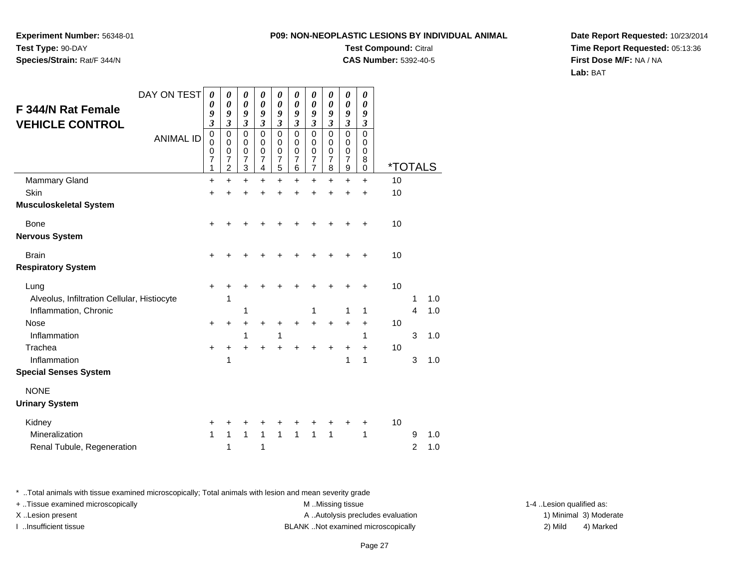**Experiment Number:** 56348-01
**Test Type:** 90-DAY
**Species/Strain:** Rat/F 344/N

**P09: NON-NEOPLASTIC LESIONS BY INDIVIDUAL ANIMAL**
**Test Compound:** Citral
**CAS Number:** 5392-40-5

**Date Report Requested:** 10/23/2014
**Time Report Requested:** 05:13:36
**First Dose M/F:** NA / NA
**Lab:** BAT

## F 344/N Rat Female VEHICLE CONTROL

| DAY ON TEST | 0093 | 0093 | 0093 | 0093 | 0093 | 0093 | 0093 | 0093 | 0093 | 0093 | | | |
|---|---|---|---|---|---|---|---|---|---|---|---|---|---|
| ANIMAL ID | 00071 | 00072 | 00073 | 00074 | 00075 | 00076 | 00077 | 00078 | 00079 | 00080 | *TOTALS | | |
| Mammary Gland | + | + | + | + | + | + | + | + | + | + | 10 | | |
| Skin | + | + | + | + | + | + | + | + | + | + | 10 | | |
| **Musculoskeletal System** | | | | | | | | | | | | | |
| Bone | + | + | + | + | + | + | + | + | + | + | 10 | | |
| **Nervous System** | | | | | | | | | | | | | |
| Brain | + | + | + | + | + | + | + | + | + | + | 10 | | |
| **Respiratory System** | | | | | | | | | | | | | |
| Lung | + | + | + | + | + | + | + | + | + | + | 10 | | |
| Alveolus, Infiltration Cellular, Histiocyte | | 1 | | | | | | | | | | 1 | 1.0 |
| Inflammation, Chronic | | | 1 | | | | 1 | | 1 | 1 | | 4 | 1.0 |
| Nose | + | + | + | + | + | + | + | + | + | + | 10 | | |
| Inflammation | | | 1 | | 1 | | | | | 1 | | 3 | 1.0 |
| Trachea | + | + | + | + | + | + | + | + | + | + | 10 | | |
| Inflammation | | 1 | | | | | | | 1 | 1 | | 3 | 1.0 |
| **Special Senses System** | | | | | | | | | | | | | |
| NONE | | | | | | | | | | | | | |
| **Urinary System** | | | | | | | | | | | | | |
| Kidney | + | + | + | + | + | + | + | + | + | + | 10 | | |
| Mineralization | 1 | 1 | 1 | 1 | 1 | 1 | 1 | 1 | | 1 | | 9 | 1.0 |
| Renal Tubule, Regeneration | | 1 | | 1 | | | | | | | | 2 | 1.0 |

\* ..Total animals with tissue examined microscopically; Total animals with lesion and mean severity grade
+ ..Tissue examined microscopically
X ..Lesion present
I ..Insufficient tissue

M ..Missing tissue
A ..Autolysis precludes evaluation
BLANK ..Not examined microscopically

1-4 ..Lesion qualified as:
1) Minimal 3) Moderate
2) Mild 4) Marked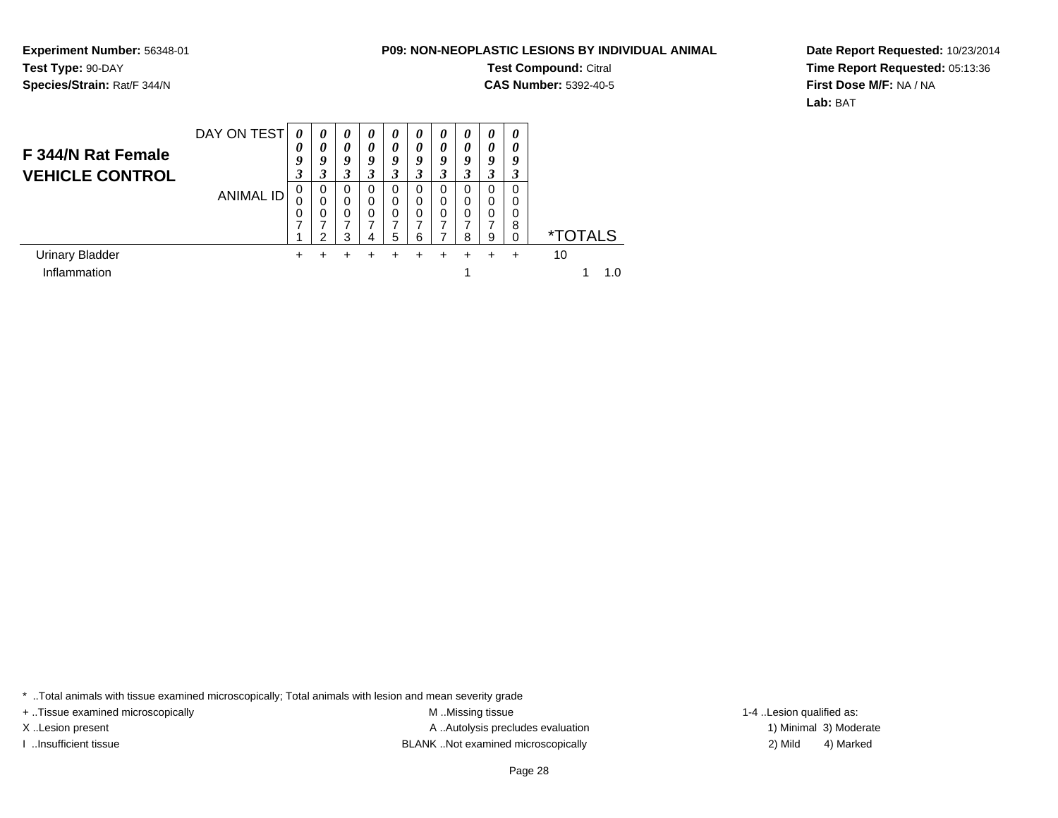**Experiment Number:** 56348-01

**Test Type:** 90-DAY

**Species/Strain:** Rat/F 344/N

**P09: NON-NEOPLASTIC LESIONS BY INDIVIDUAL ANIMAL**

**Test Compound:** Citral

**CAS Number:** 5392-40-5

**Date Report Requested:** 10/23/2014

**Time Report Requested:** 05:13:36

**First Dose M/F:** NA / NA

**Lab:** BAT

## F 344/N Rat Female VEHICLE CONTROL

| DAY ON TEST | 0093 | 0093 | 0093 | 0093 | 0093 | 0093 | 0093 | 0093 | 0093 | 0093 | |
|---|---|---|---|---|---|---|---|---|---|---|---|
| ANIMAL ID | 00071 | 00072 | 00073 | 00074 | 00075 | 00076 | 00077 | 00078 | 00079 | 00080 | *TOTALS |
| Urinary Bladder | + | + | + | + | + | + | + | + | + | + | 10 |
| Inflammation | | | | | | | | 1 | | | 1 1.0 |

* ..Total animals with tissue examined microscopically; Total animals with lesion and mean severity grade

+ ..Tissue examined microscopically

X ..Lesion present

I ..Insufficient tissue

M ..Missing tissue

A ..Autolysis precludes evaluation

BLANK ..Not examined microscopically

1-4 ..Lesion qualified as:

1) Minimal 3) Moderate

2) Mild 4) Marked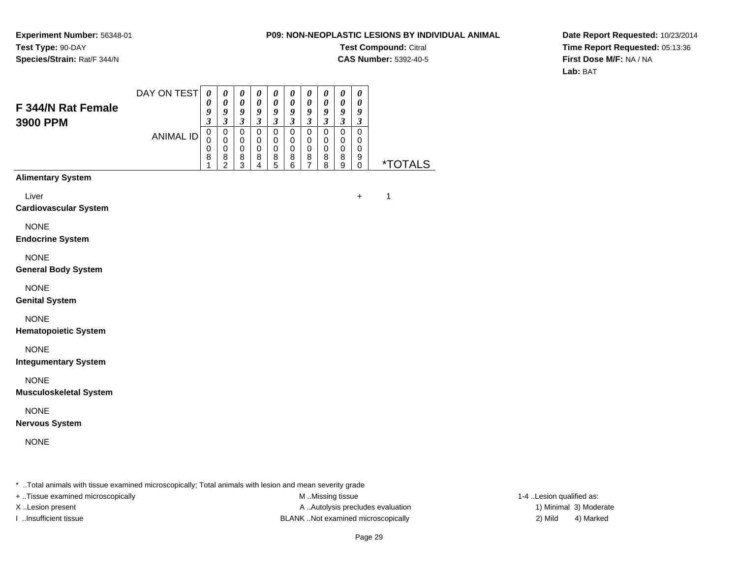**Experiment Number:** 56348-01
**Test Type:** 90-DAY
**Species/Strain:** Rat/F 344/N

**P09: NON-NEOPLASTIC LESIONS BY INDIVIDUAL ANIMAL**
**Test Compound:** Citral
**CAS Number:** 5392-40-5

**Date Report Requested:** 10/23/2014
**Time Report Requested:** 05:13:36
**First Dose M/F:** NA / NA
**Lab:** BAT

## F 344/N Rat Female 3900 PPM

| DAY ON TEST | 0093 | 0093 | 0093 | 0093 | 0093 | 0093 | 0093 | 0093 | 0093 | 0093 | |
|---|---|---|---|---|---|---|---|---|---|---|---|
| ANIMAL ID | 00081 | 00082 | 00083 | 00084 | 00085 | 00086 | 00087 | 00088 | 00089 | 00090 | *TOTALS |
| **Alimentary System** | | | | | | | | | | | |
| Liver | | | | | | | | | | + | 1 |
| **Cardiovascular System** | | | | | | | | | | | |
| NONE | | | | | | | | | | | |
| **Endocrine System** | | | | | | | | | | | |
| NONE | | | | | | | | | | | |
| **General Body System** | | | | | | | | | | | |
| NONE | | | | | | | | | | | |
| **Genital System** | | | | | | | | | | | |
| NONE | | | | | | | | | | | |
| **Hematopoietic System** | | | | | | | | | | | |
| NONE | | | | | | | | | | | |
| **Integumentary System** | | | | | | | | | | | |
| NONE | | | | | | | | | | | |
| **Musculoskeletal System** | | | | | | | | | | | |
| NONE | | | | | | | | | | | |
| **Nervous System** | | | | | | | | | | | |
| NONE | | | | | | | | | | | |

* ..Total animals with tissue examined microscopically; Total animals with lesion and mean severity grade
+ ..Tissue examined microscopically
X ..Lesion present
I ..Insufficient tissue
M ..Missing tissue
A ..Autolysis precludes evaluation
BLANK ..Not examined microscopically
1-4 ..Lesion qualified as:
1) Minimal 3) Moderate
2) Mild 4) Marked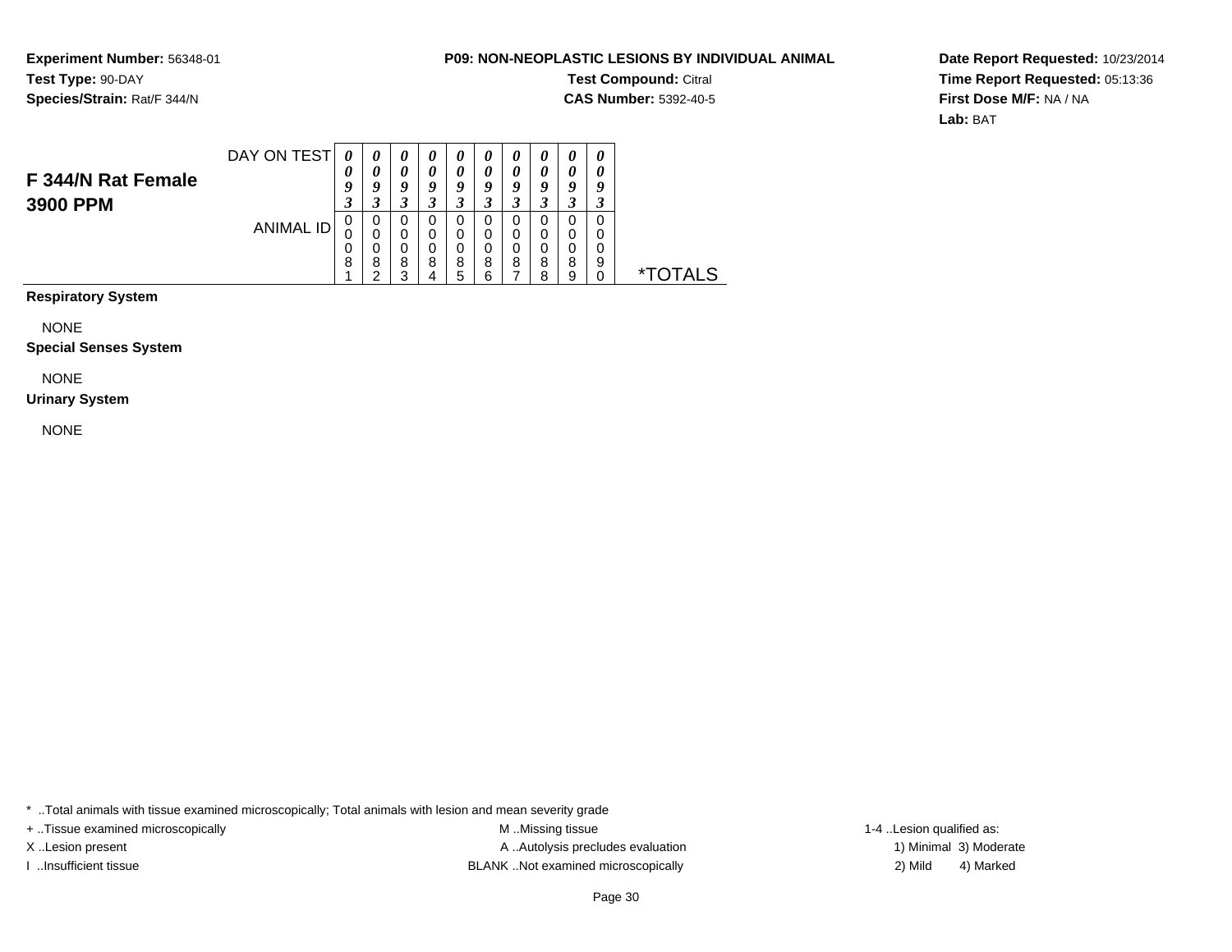**Experiment Number:** 56348-01
**Test Type:** 90-DAY
**Species/Strain:** Rat/F 344/N

**P09: NON-NEOPLASTIC LESIONS BY INDIVIDUAL ANIMAL**
**Test Compound:** Citral
**CAS Number:** 5392-40-5

**Date Report Requested:** 10/23/2014
**Time Report Requested:** 05:13:36
**First Dose M/F:** NA / NA
**Lab:** BAT

## F 344/N Rat Female 3900 PPM

| DAY ON TEST | 0093 | 0093 | 0093 | 0093 | 0093 | 0093 | 0093 | 0093 | 0093 | 0093 | |
|---|---|---|---|---|---|---|---|---|---|---|---|
| ANIMAL ID | 00081 | 00082 | 00083 | 00084 | 00085 | 00086 | 00087 | 00088 | 00089 | 00090 | *TOTALS |

**Respiratory System**

NONE

**Special Senses System**

NONE

**Urinary System**

NONE

* ..Total animals with tissue examined microscopically; Total animals with lesion and mean severity grade
+ ..Tissue examined microscopically
X ..Lesion present
I ..Insufficient tissue
M ..Missing tissue
A ..Autolysis precludes evaluation
BLANK ..Not examined microscopically
1-4 ..Lesion qualified as:
1) Minimal 3) Moderate
2) Mild 4) Marked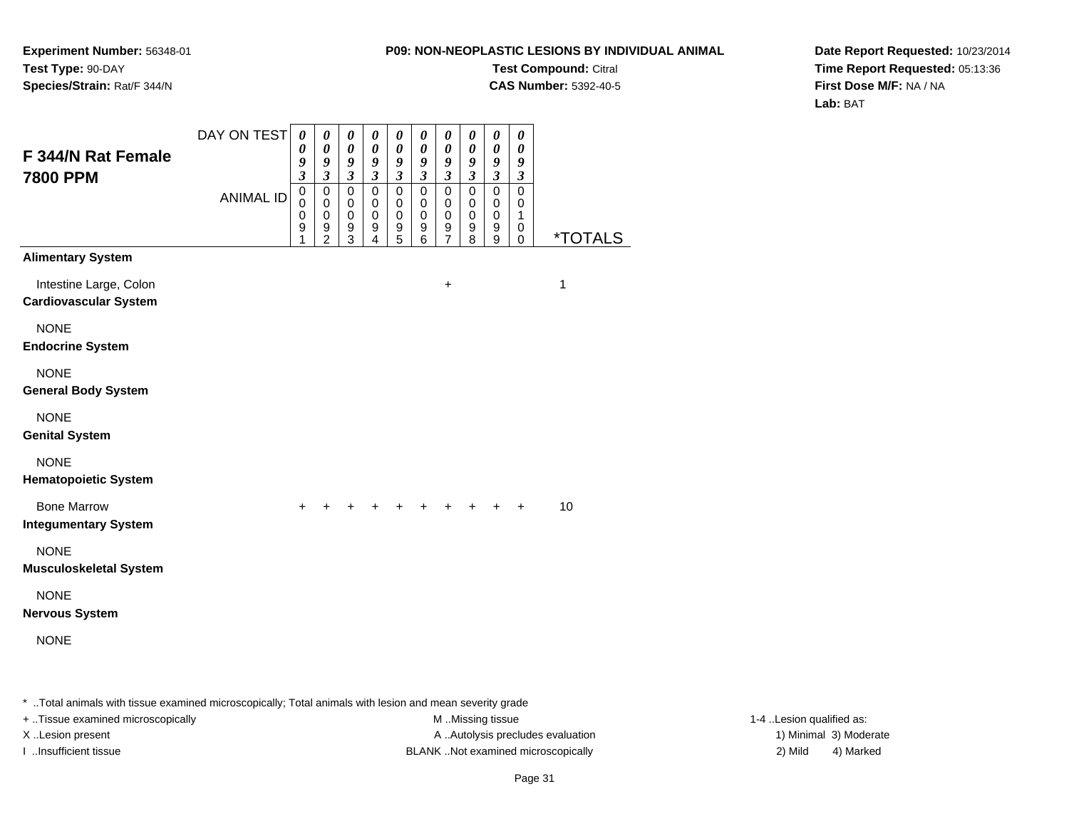**Experiment Number:** 56348-01
**Test Type:** 90-DAY
**Species/Strain:** Rat/F 344/N

**P09: NON-NEOPLASTIC LESIONS BY INDIVIDUAL ANIMAL**
**Test Compound:** Citral
**CAS Number:** 5392-40-5

**Date Report Requested:** 10/23/2014
**Time Report Requested:** 05:13:36
**First Dose M/F:** NA / NA
**Lab:** BAT

## F 344/N Rat Female 7800 PPM

| DAY ON TEST | 0093 | 0093 | 0093 | 0093 | 0093 | 0093 | 0093 | 0093 | 0093 | 0093 | |
|---|---|---|---|---|---|---|---|---|---|---|---|
| ANIMAL ID | 00091 | 00092 | 00093 | 00094 | 00095 | 00096 | 00097 | 00098 | 00099 | 00100 | *TOTALS |
| **Alimentary System** | | | | | | | | | | | |
| Intestine Large, Colon | | | | | | | + | | | | 1 |
| **Cardiovascular System** | | | | | | | | | | | |
| NONE | | | | | | | | | | | |
| **Endocrine System** | | | | | | | | | | | |
| NONE | | | | | | | | | | | |
| **General Body System** | | | | | | | | | | | |
| NONE | | | | | | | | | | | |
| **Genital System** | | | | | | | | | | | |
| NONE | | | | | | | | | | | |
| **Hematopoietic System** | | | | | | | | | | | |
| Bone Marrow | + | + | + | + | + | + | + | + | + | + | 10 |
| **Integumentary System** | | | | | | | | | | | |
| NONE | | | | | | | | | | | |
| **Musculoskeletal System** | | | | | | | | | | | |
| NONE | | | | | | | | | | | |
| **Nervous System** | | | | | | | | | | | |
| NONE | | | | | | | | | | | |

* ..Total animals with tissue examined microscopically; Total animals with lesion and mean severity grade

+ ..Tissue examined microscopically
X ..Lesion present
I ..Insufficient tissue

M ..Missing tissue
A ..Autolysis precludes evaluation
BLANK ..Not examined microscopically

1-4 ..Lesion qualified as:
1) Minimal 3) Moderate
2) Mild 4) Marked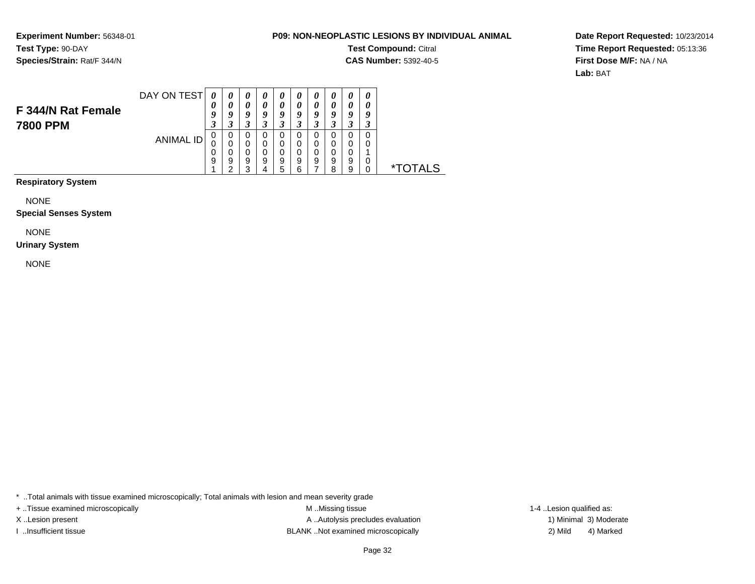**Experiment Number:** 56348-01
**Test Type:** 90-DAY
**Species/Strain:** Rat/F 344/N

**P09: NON-NEOPLASTIC LESIONS BY INDIVIDUAL ANIMAL**
**Test Compound:** Citral
**CAS Number:** 5392-40-5

**Date Report Requested:** 10/23/2014
**Time Report Requested:** 05:13:36
**First Dose M/F:** NA / NA
**Lab:** BAT

## F 344/N Rat Female 7800 PPM

| | | | | | | | | | | | |
|---|---|---|---|---|---|---|---|---|---|---|---|
| DAY ON TEST | *0093* | *0093* | *0093* | *0093* | *0093* | *0093* | *0093* | *0093* | *0093* | *0093* | |
| ANIMAL ID | 00091 | 00092 | 00093 | 00094 | 00095 | 00096 | 00097 | 00098 | 00099 | 00100 | *TOTALS |
| **Respiratory System** | | | | | | | | | | | |
| NONE | | | | | | | | | | | |
| **Special Senses System** | | | | | | | | | | | |
| NONE | | | | | | | | | | | |
| **Urinary System** | | | | | | | | | | | |
| NONE | | | | | | | | | | | |

* ..Total animals with tissue examined microscopically; Total animals with lesion and mean severity grade

+ ..Tissue examined microscopically
X ..Lesion present
I ..Insufficient tissue

M ..Missing tissue
A ..Autolysis precludes evaluation
BLANK ..Not examined microscopically

1-4 ..Lesion qualified as:
1) Minimal 3) Moderate
2) Mild 4) Marked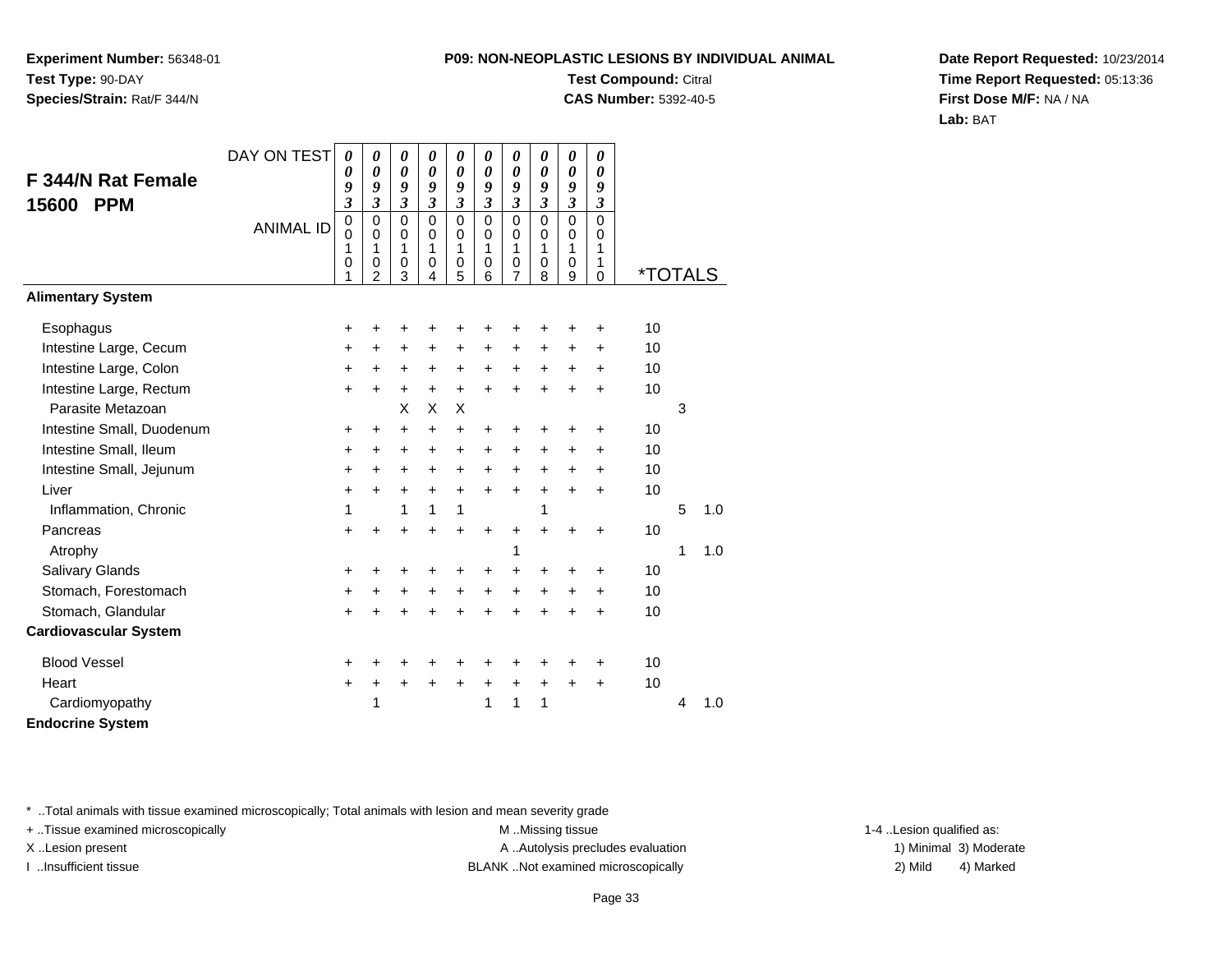**Experiment Number:** 56348-01
**Test Type:** 90-DAY
**Species/Strain:** Rat/F 344/N

**P09: NON-NEOPLASTIC LESIONS BY INDIVIDUAL ANIMAL**
**Test Compound:** Citral
**CAS Number:** 5392-40-5

**Date Report Requested:** 10/23/2014
**Time Report Requested:** 05:13:36
**First Dose M/F:** NA / NA
**Lab:** BAT

## F 344/N Rat Female 15600 PPM

| DAY ON TEST | 0093 | 0093 | 0093 | 0093 | 0093 | 0093 | 0093 | 0093 | 0093 | 0093 | | | |
|---|---|---|---|---|---|---|---|---|---|---|---|---|---|
| ANIMAL ID | 00101 | 00102 | 00103 | 00104 | 00105 | 00106 | 00107 | 00108 | 00109 | 00110 | *TOTALS | | |
| **Alimentary System** | | | | | | | | | | | | | |
| Esophagus | + | + | + | + | + | + | + | + | + | + | 10 | | |
| Intestine Large, Cecum | + | + | + | + | + | + | + | + | + | + | 10 | | |
| Intestine Large, Colon | + | + | + | + | + | + | + | + | + | + | 10 | | |
| Intestine Large, Rectum | + | + | + | + | + | + | + | + | + | + | 10 | | |
| Parasite Metazoan | | | X | X | X | | | | | | | 3 | |
| Intestine Small, Duodenum | + | + | + | + | + | + | + | + | + | + | 10 | | |
| Intestine Small, Ileum | + | + | + | + | + | + | + | + | + | + | 10 | | |
| Intestine Small, Jejunum | + | + | + | + | + | + | + | + | + | + | 10 | | |
| Liver | + | + | + | + | + | + | + | + | + | + | 10 | | |
| Inflammation, Chronic | 1 | | 1 | 1 | 1 | | | 1 | | | | 5 | 1.0 |
| Pancreas | + | + | + | + | + | + | + | + | + | + | 10 | | |
| Atrophy | | | | | | | 1 | | | | | 1 | 1.0 |
| Salivary Glands | + | + | + | + | + | + | + | + | + | + | 10 | | |
| Stomach, Forestomach | + | + | + | + | + | + | + | + | + | + | 10 | | |
| Stomach, Glandular | + | + | + | + | + | + | + | + | + | + | 10 | | |
| **Cardiovascular System** | | | | | | | | | | | | | |
| Blood Vessel | + | + | + | + | + | + | + | + | + | + | 10 | | |
| Heart | + | + | + | + | + | + | + | + | + | + | 10 | | |
| Cardiomyopathy | | 1 | | | | 1 | 1 | 1 | | | | 4 | 1.0 |
| **Endocrine System** | | | | | | | | | | | | | |

* ..Total animals with tissue examined microscopically; Total animals with lesion and mean severity grade
+ ..Tissue examined microscopically
X ..Lesion present
I ..Insufficient tissue

M ..Missing tissue
A ..Autolysis precludes evaluation
BLANK ..Not examined microscopically

1-4 ..Lesion qualified as:
1) Minimal 3) Moderate
2) Mild 4) Marked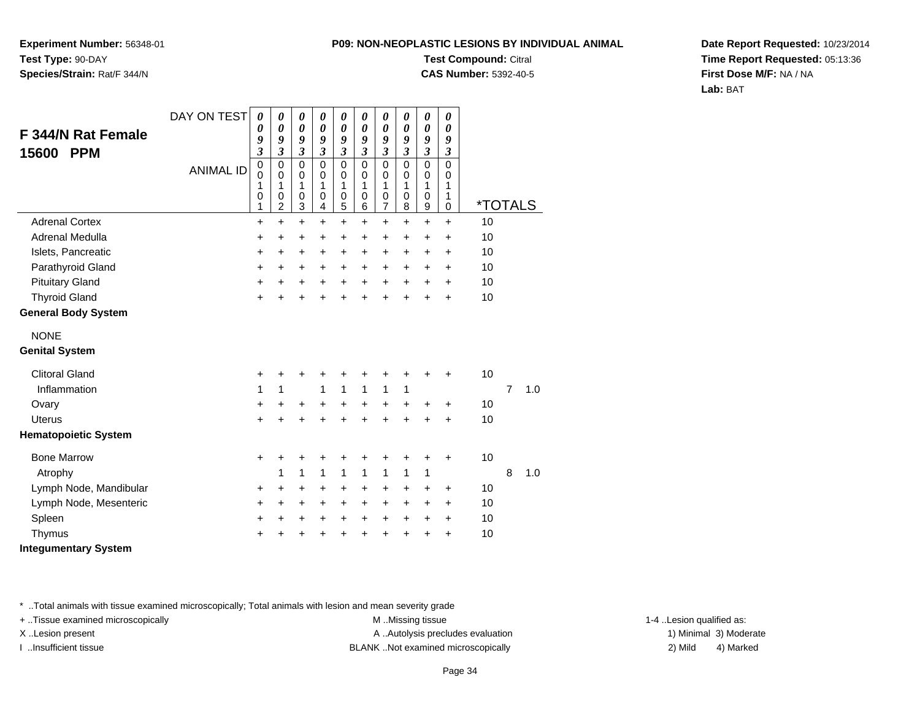**Experiment Number:** 56348-01
**Test Type:** 90-DAY
**Species/Strain:** Rat/F 344/N

**P09: NON-NEOPLASTIC LESIONS BY INDIVIDUAL ANIMAL**
**Test Compound:** Citral
**CAS Number:** 5392-40-5

**Date Report Requested:** 10/23/2014
**Time Report Requested:** 05:13:36
**First Dose M/F:** NA / NA
**Lab:** BAT

## F 344/N Rat Female 15600 PPM

| DAY ON TEST | 0093 | 0093 | 0093 | 0093 | 0093 | 0093 | 0093 | 0093 | 0093 | 0093 | | |
|---|---|---|---|---|---|---|---|---|---|---|---|---|
| ANIMAL ID | 00101 | 00102 | 00103 | 00104 | 00105 | 00106 | 00107 | 00108 | 00109 | 00110 | *TOTALS | |
| Adrenal Cortex | + | + | + | + | + | + | + | + | + | + | 10 | |
| Adrenal Medulla | + | + | + | + | + | + | + | + | + | + | 10 | |
| Islets, Pancreatic | + | + | + | + | + | + | + | + | + | + | 10 | |
| Parathyroid Gland | + | + | + | + | + | + | + | + | + | + | 10 | |
| Pituitary Gland | + | + | + | + | + | + | + | + | + | + | 10 | |
| Thyroid Gland | + | + | + | + | + | + | + | + | + | + | 10 | |
| **General Body System** | | | | | | | | | | | | |
| NONE | | | | | | | | | | | | |
| **Genital System** | | | | | | | | | | | | |
| Clitoral Gland | + | + | + | + | + | + | + | + | + | + | 10 | |
| Inflammation | 1 | 1 | | 1 | 1 | 1 | 1 | 1 | | | 7 | 1.0 |
| Ovary | + | + | + | + | + | + | + | + | + | + | 10 | |
| Uterus | + | + | + | + | + | + | + | + | + | + | 10 | |
| **Hematopoietic System** | | | | | | | | | | | | |
| Bone Marrow | + | + | + | + | + | + | + | + | + | + | 10 | |
| Atrophy | | 1 | 1 | 1 | 1 | 1 | 1 | 1 | 1 | | 8 | 1.0 |
| Lymph Node, Mandibular | + | + | + | + | + | + | + | + | + | + | 10 | |
| Lymph Node, Mesenteric | + | + | + | + | + | + | + | + | + | + | 10 | |
| Spleen | + | + | + | + | + | + | + | + | + | + | 10 | |
| Thymus | + | + | + | + | + | + | + | + | + | + | 10 | |
| **Integumentary System** | | | | | | | | | | | | |

\* ..Total animals with tissue examined microscopically; Total animals with lesion and mean severity grade
+ ..Tissue examined microscopically
X ..Lesion present
I ..Insufficient tissue

M ..Missing tissue
A ..Autolysis precludes evaluation
BLANK ..Not examined microscopically

1-4 ..Lesion qualified as:
1) Minimal 3) Moderate
2) Mild 4) Marked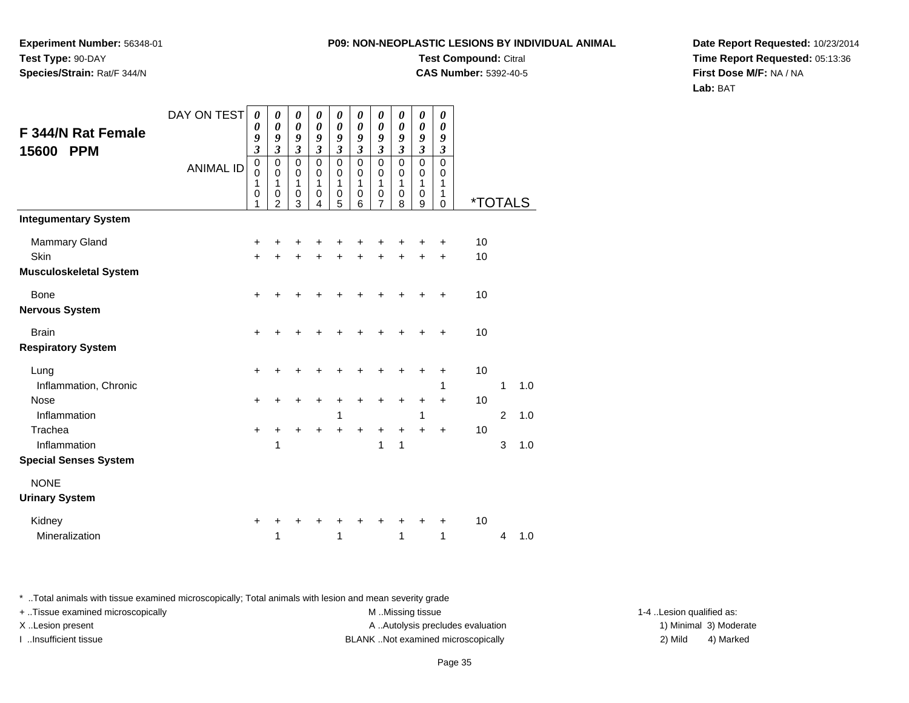**Experiment Number:** 56348-01
**Test Type:** 90-DAY
**Species/Strain:** Rat/F 344/N

**P09: NON-NEOPLASTIC LESIONS BY INDIVIDUAL ANIMAL**
**Test Compound:** Citral
**CAS Number:** 5392-40-5

**Date Report Requested:** 10/23/2014
**Time Report Requested:** 05:13:36
**First Dose M/F:** NA / NA
**Lab:** BAT

## F 344/N Rat Female 15600 PPM

| DAY ON TEST | 0093 | 0093 | 0093 | 0093 | 0093 | 0093 | 0093 | 0093 | 0093 | 0093 | *TOTALS | | |
|---|---|---|---|---|---|---|---|---|---|---|---|---|---|
| ANIMAL ID | 00101 | 00102 | 00103 | 00104 | 00105 | 00106 | 00107 | 00108 | 00109 | 00110 | | | |
| **Integumentary System** | | | | | | | | | | | | | |
| Mammary Gland | + | + | + | + | + | + | + | + | + | + | 10 | | |
| Skin | + | + | + | + | + | + | + | + | + | + | 10 | | |
| **Musculoskeletal System** | | | | | | | | | | | | | |
| Bone | + | + | + | + | + | + | + | + | + | + | 10 | | |
| **Nervous System** | | | | | | | | | | | | | |
| Brain | + | + | + | + | + | + | + | + | + | + | 10 | | |
| **Respiratory System** | | | | | | | | | | | | | |
| Lung | + | + | + | + | + | + | + | + | + | + | 10 | | |
| Inflammation, Chronic | | | | | | | | | | 1 | | 1 | 1.0 |
| Nose | + | + | + | + | + | + | + | + | + | + | 10 | | |
| Inflammation | | | | | 1 | | | | 1 | | | 2 | 1.0 |
| Trachea | + | + | + | + | + | + | + | + | + | + | 10 | | |
| Inflammation | | 1 | | | | | 1 | 1 | | | | 3 | 1.0 |
| **Special Senses System** | | | | | | | | | | | | | |
| NONE | | | | | | | | | | | | | |
| **Urinary System** | | | | | | | | | | | | | |
| Kidney | + | + | + | + | + | + | + | + | + | + | 10 | | |
| Mineralization | | 1 | | | 1 | | | 1 | | 1 | | 4 | 1.0 |

* ..Total animals with tissue examined microscopically; Total animals with lesion and mean severity grade
+ ..Tissue examined microscopically
X ..Lesion present
I ..Insufficient tissue

M ..Missing tissue
A ..Autolysis precludes evaluation
BLANK ..Not examined microscopically

1-4 ..Lesion qualified as:
1) Minimal 3) Moderate
2) Mild 4) Marked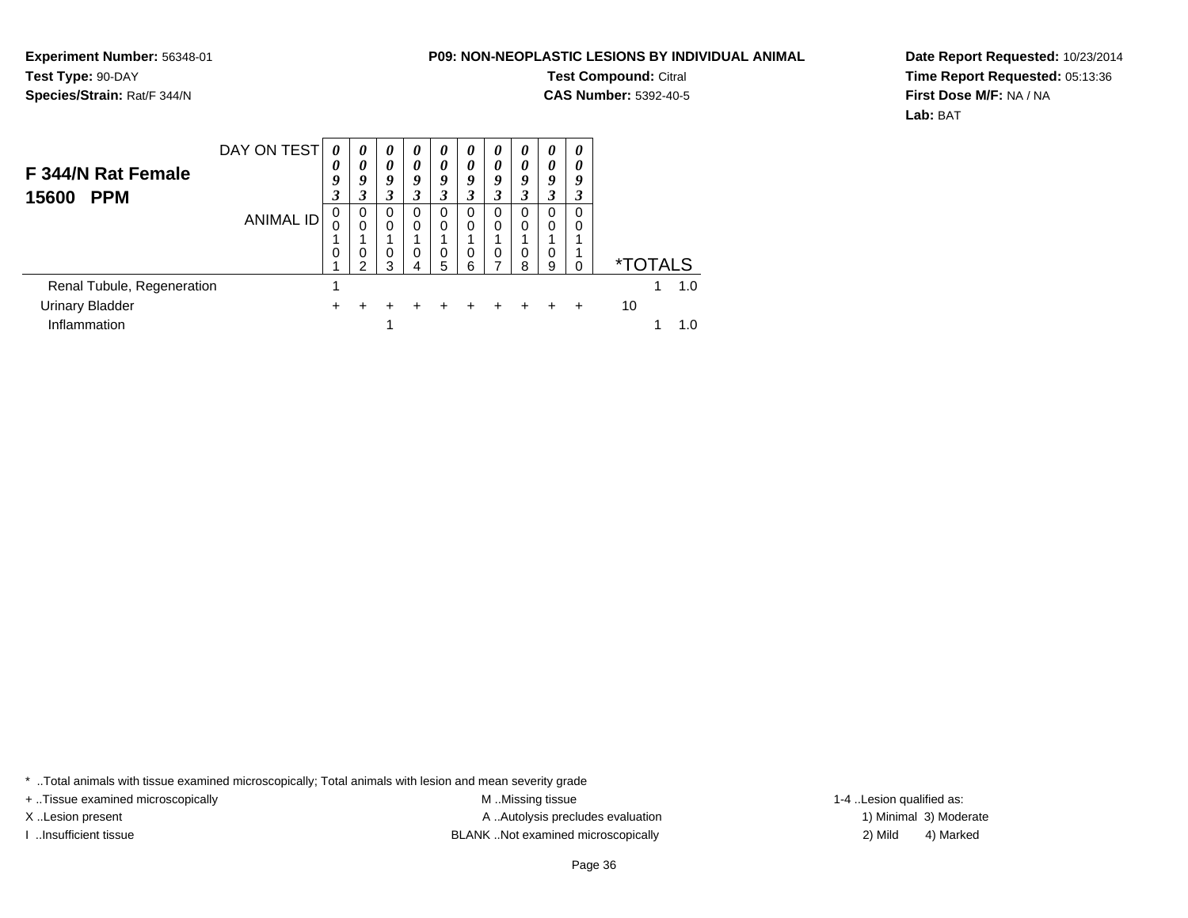**Experiment Number:** 56348-01
**Test Type:** 90-DAY
**Species/Strain:** Rat/F 344/N

**P09: NON-NEOPLASTIC LESIONS BY INDIVIDUAL ANIMAL**
**Test Compound:** Citral
**CAS Number:** 5392-40-5

**Date Report Requested:** 10/23/2014
**Time Report Requested:** 05:13:36
**First Dose M/F:** NA / NA
**Lab:** BAT

## F 344/N Rat Female 15600 PPM

| DAY ON TEST | 0093 | 0093 | 0093 | 0093 | 0093 | 0093 | 0093 | 0093 | 0093 | 0093 | *TOTALS | |
|---|---|---|---|---|---|---|---|---|---|---|---|---|
| ANIMAL ID | 00101 | 00102 | 00103 | 00104 | 00105 | 00106 | 00107 | 00108 | 00109 | 00110 | | |
| Renal Tubule, Regeneration | 1 | | | | | | | | | | 1 | 1.0 |
| Urinary Bladder | + | + | + | + | + | + | + | + | + | + | 10 | |
| Inflammation | | | 1 | | | | | | | | 1 | 1.0 |

* ..Total animals with tissue examined microscopically; Total animals with lesion and mean severity grade
+ ..Tissue examined microscopically
X ..Lesion present
I ..Insufficient tissue
M ..Missing tissue
A ..Autolysis precludes evaluation
BLANK ..Not examined microscopically
1-4 ..Lesion qualified as:
1) Minimal 3) Moderate
2) Mild 4) Marked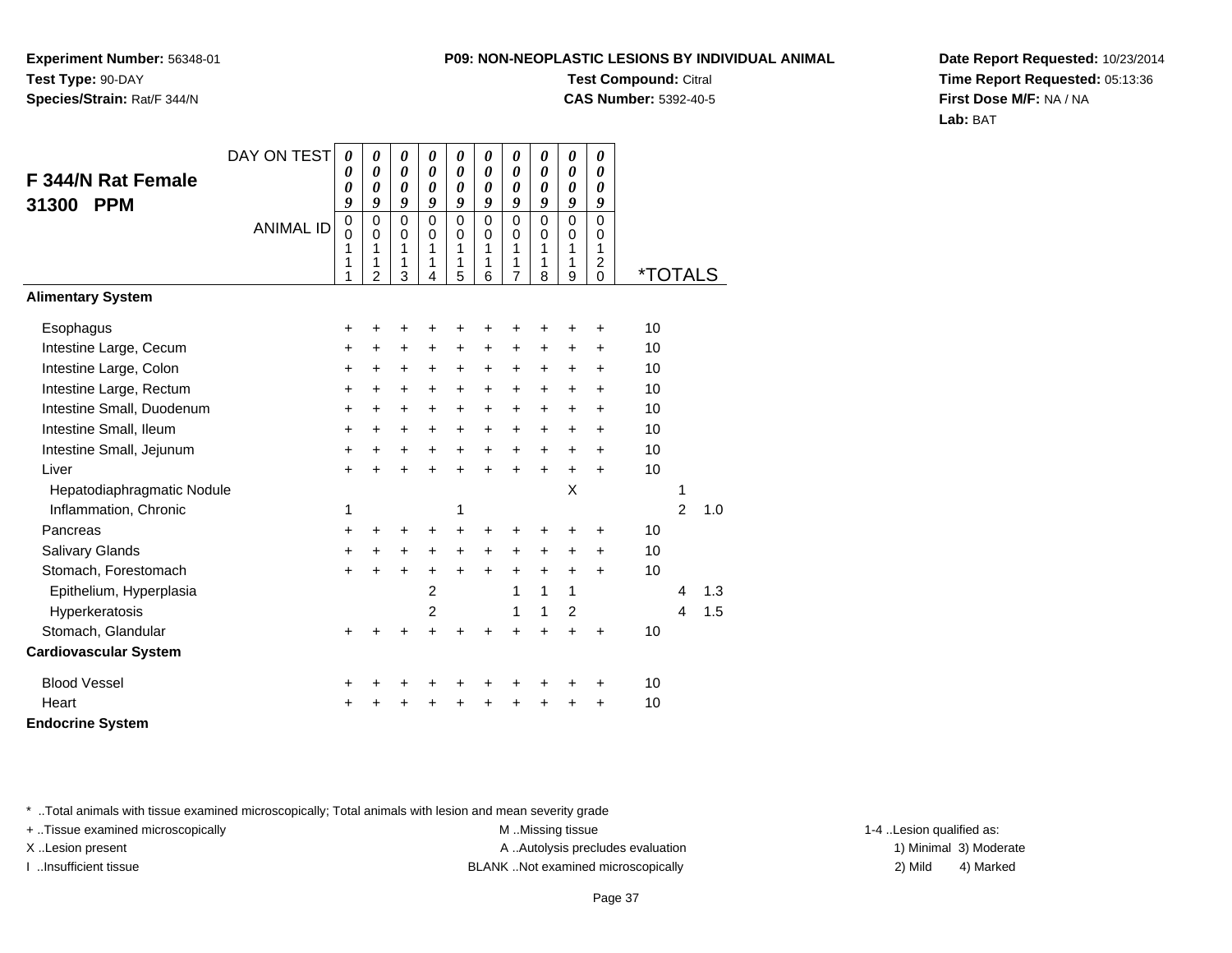**Experiment Number:** 56348-01
**Test Type:** 90-DAY
**Species/Strain:** Rat/F 344/N

**P09: NON-NEOPLASTIC LESIONS BY INDIVIDUAL ANIMAL**
**Test Compound:** Citral
**CAS Number:** 5392-40-5

**Date Report Requested:** 10/23/2014
**Time Report Requested:** 05:13:36
**First Dose M/F:** NA / NA
**Lab:** BAT

## F 344/N Rat Female 31300 PPM

| DAY ON TEST | 0009 | 0009 | 0009 | 0009 | 0009 | 0009 | 0009 | 0009 | 0009 | 0009 | | | |
|---|---|---|---|---|---|---|---|---|---|---|---|---|---|
| **ANIMAL ID** | 00111 | 00112 | 00113 | 00114 | 00115 | 00116 | 00117 | 00118 | 00119 | 00120 | ***TOTALS** | | |
| **Alimentary System** | | | | | | | | | | | | | |
| Esophagus | + | + | + | + | + | + | + | + | + | + | 10 | | |
| Intestine Large, Cecum | + | + | + | + | + | + | + | + | + | + | 10 | | |
| Intestine Large, Colon | + | + | + | + | + | + | + | + | + | + | 10 | | |
| Intestine Large, Rectum | + | + | + | + | + | + | + | + | + | + | 10 | | |
| Intestine Small, Duodenum | + | + | + | + | + | + | + | + | + | + | 10 | | |
| Intestine Small, Ileum | + | + | + | + | + | + | + | + | + | + | 10 | | |
| Intestine Small, Jejunum | + | + | + | + | + | + | + | + | + | + | 10 | | |
| Liver | + | + | + | + | + | + | + | + | + | + | 10 | | |
| Hepatodiaphragmatic Nodule | | | | | | | | | X | | | 1 | |
| Inflammation, Chronic | 1 | | | | 1 | | | | | | | 2 | 1.0 |
| Pancreas | + | + | + | + | + | + | + | + | + | + | 10 | | |
| Salivary Glands | + | + | + | + | + | + | + | + | + | + | 10 | | |
| Stomach, Forestomach | + | + | + | + | + | + | + | + | + | + | 10 | | |
| Epithelium, Hyperplasia | | | | 2 | | | 1 | 1 | 1 | | | 4 | 1.3 |
| Hyperkeratosis | | | | 2 | | | 1 | 1 | 2 | | | 4 | 1.5 |
| Stomach, Glandular | + | + | + | + | + | + | + | + | + | + | 10 | | |
| **Cardiovascular System** | | | | | | | | | | | | | |
| Blood Vessel | + | + | + | + | + | + | + | + | + | + | 10 | | |
| Heart | + | + | + | + | + | + | + | + | + | + | 10 | | |
| **Endocrine System** | | | | | | | | | | | | | |

* ..Total animals with tissue examined microscopically; Total animals with lesion and mean severity grade
+ ..Tissue examined microscopically
X ..Lesion present
I ..Insufficient tissue

M ..Missing tissue
A ..Autolysis precludes evaluation
BLANK ..Not examined microscopically

1-4 ..Lesion qualified as:
1) Minimal 3) Moderate
2) Mild 4) Marked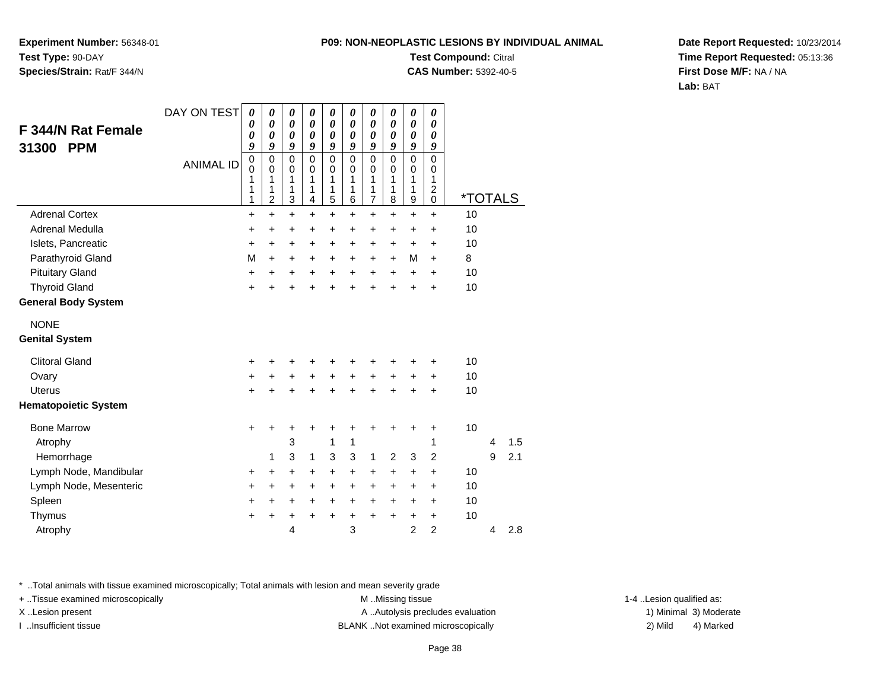**Experiment Number:** 56348-01
**Test Type:** 90-DAY
**Species/Strain:** Rat/F 344/N

**P09: NON-NEOPLASTIC LESIONS BY INDIVIDUAL ANIMAL**
**Test Compound:** Citral
**CAS Number:** 5392-40-5

**Date Report Requested:** 10/23/2014
**Time Report Requested:** 05:13:36
**First Dose M/F:** NA / NA
**Lab:** BAT

## F 344/N Rat Female 31300 PPM

| DAY ON TEST | 0009 | 0009 | 0009 | 0009 | 0009 | 0009 | 0009 | 0009 | 0009 | 0009 | | | |
|---|---|---|---|---|---|---|---|---|---|---|---|---|---|
| ANIMAL ID | 00111 | 00112 | 00113 | 00114 | 00115 | 00116 | 00117 | 00118 | 00119 | 00120 | *TOTALS | | |
| Adrenal Cortex | + | + | + | + | + | + | + | + | + | + | 10 | | |
| Adrenal Medulla | + | + | + | + | + | + | + | + | + | + | 10 | | |
| Islets, Pancreatic | + | + | + | + | + | + | + | + | + | + | 10 | | |
| Parathyroid Gland | M | + | + | + | + | + | + | + | M | + | 8 | | |
| Pituitary Gland | + | + | + | + | + | + | + | + | + | + | 10 | | |
| Thyroid Gland | + | + | + | + | + | + | + | + | + | + | 10 | | |
| **General Body System** | | | | | | | | | | | | | |
| NONE | | | | | | | | | | | | | |
| **Genital System** | | | | | | | | | | | | | |
| Clitoral Gland | + | + | + | + | + | + | + | + | + | + | 10 | | |
| Ovary | + | + | + | + | + | + | + | + | + | + | 10 | | |
| Uterus | + | + | + | + | + | + | + | + | + | + | 10 | | |
| **Hematopoietic System** | | | | | | | | | | | | | |
| Bone Marrow | + | + | + | + | + | + | + | + | + | + | 10 | | |
| Atrophy | | | 3 | | 1 | 1 | | | | 1 | | 4 | 1.5 |
| Hemorrhage | | 1 | 3 | 1 | 3 | 3 | 1 | 2 | 3 | 2 | | 9 | 2.1 |
| Lymph Node, Mandibular | + | + | + | + | + | + | + | + | + | + | 10 | | |
| Lymph Node, Mesenteric | + | + | + | + | + | + | + | + | + | + | 10 | | |
| Spleen | + | + | + | + | + | + | + | + | + | + | 10 | | |
| Thymus | + | + | + | + | + | + | + | + | + | + | 10 | | |
| Atrophy | | | 4 | | | 3 | | | 2 | 2 | | 4 | 2.8 |

* ..Total animals with tissue examined microscopically; Total animals with lesion and mean severity grade
+ ..Tissue examined microscopically
X ..Lesion present
I ..Insufficient tissue

M ..Missing tissue
A ..Autolysis precludes evaluation
BLANK ..Not examined microscopically

1-4 ..Lesion qualified as:
1) Minimal 3) Moderate
2) Mild 4) Marked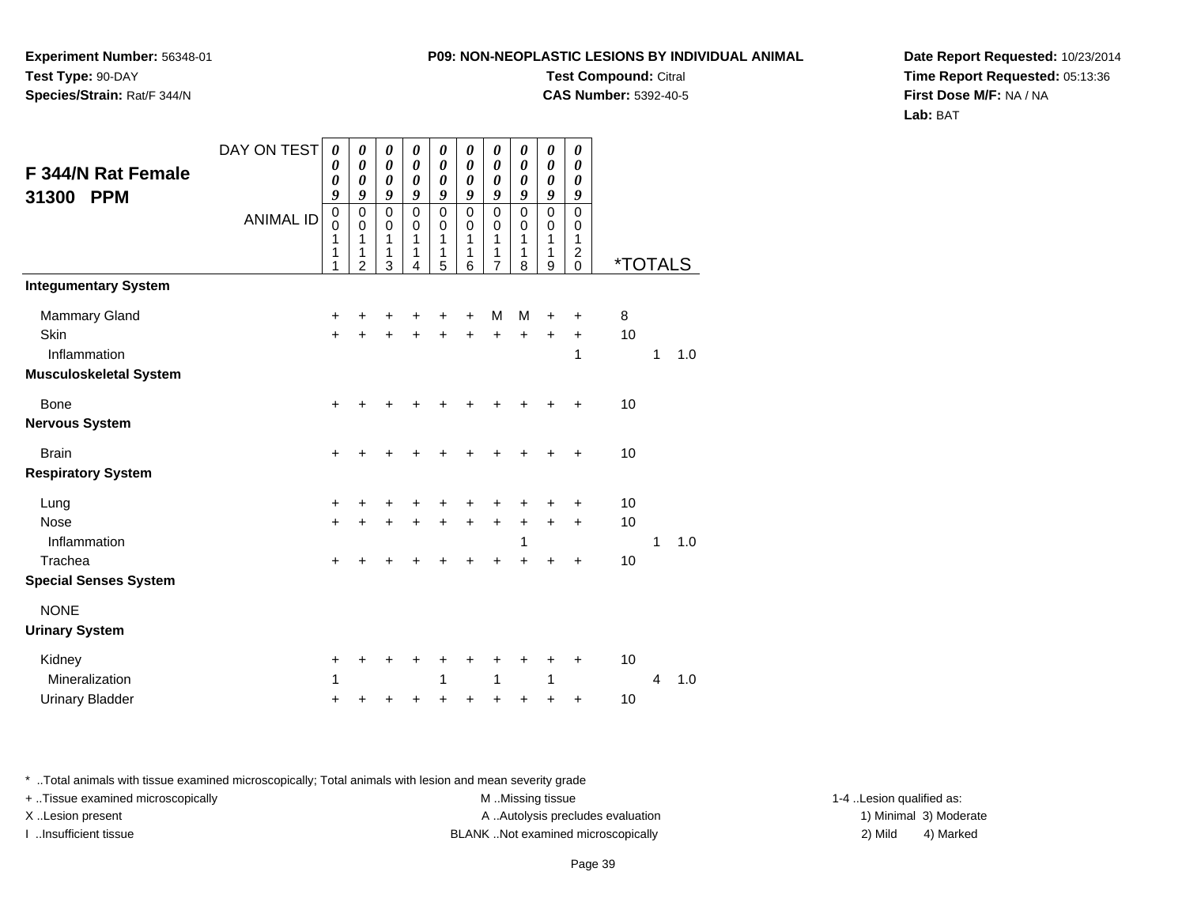**Experiment Number:** 56348-01
**Test Type:** 90-DAY
**Species/Strain:** Rat/F 344/N

**P09: NON-NEOPLASTIC LESIONS BY INDIVIDUAL ANIMAL**
**Test Compound:** Citral
**CAS Number:** 5392-40-5

**Date Report Requested:** 10/23/2014
**Time Report Requested:** 05:13:36
**First Dose M/F:** NA / NA
**Lab:** BAT

## F 344/N Rat Female 31300 PPM

| DAY ON TEST | 0009 | 0009 | 0009 | 0009 | 0009 | 0009 | 0009 | 0009 | 0009 | 0009 | *TOTALS | | |
|---|---|---|---|---|---|---|---|---|---|---|---|---|---|
| ANIMAL ID | 00111 | 00112 | 00113 | 00114 | 00115 | 00116 | 00117 | 00118 | 00119 | 00120 | | | |
| **Integumentary System** | | | | | | | | | | | | | |
| Mammary Gland | + | + | + | + | + | + | M | M | + | + | 8 | | |
| Skin | + | + | + | + | + | + | + | + | + | + | 10 | | |
| Inflammation | | | | | | | | | | 1 | | 1 | 1.0 |
| **Musculoskeletal System** | | | | | | | | | | | | | |
| Bone | + | + | + | + | + | + | + | + | + | + | 10 | | |
| **Nervous System** | | | | | | | | | | | | | |
| Brain | + | + | + | + | + | + | + | + | + | + | 10 | | |
| **Respiratory System** | | | | | | | | | | | | | |
| Lung | + | + | + | + | + | + | + | + | + | + | 10 | | |
| Nose | + | + | + | + | + | + | + | + | + | + | 10 | | |
| Inflammation | | | | | | | | 1 | | | | 1 | 1.0 |
| Trachea | + | + | + | + | + | + | + | + | + | + | 10 | | |
| **Special Senses System** | | | | | | | | | | | | | |
| NONE | | | | | | | | | | | | | |
| **Urinary System** | | | | | | | | | | | | | |
| Kidney | + | + | + | + | + | + | + | + | + | + | 10 | | |
| Mineralization | 1 | | | | 1 | | 1 | | 1 | | | 4 | 1.0 |
| Urinary Bladder | + | + | + | + | + | + | + | + | + | + | 10 | | |

* ..Total animals with tissue examined microscopically; Total animals with lesion and mean severity grade
+ ..Tissue examined microscopically
X ..Lesion present
I ..Insufficient tissue
M ..Missing tissue
A ..Autolysis precludes evaluation
BLANK ..Not examined microscopically
1-4 ..Lesion qualified as:
1) Minimal 2) Mild 3) Moderate 4) Marked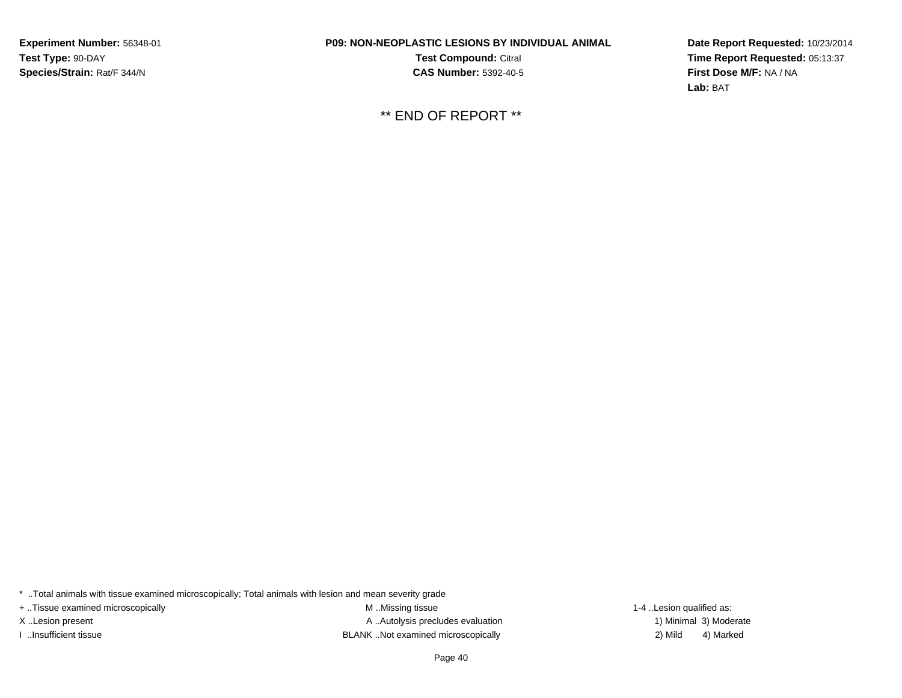**Experiment Number:** 56348-01
**Test Type:** 90-DAY
**Species/Strain:** Rat/F 344/N

**P09: NON-NEOPLASTIC LESIONS BY INDIVIDUAL ANIMAL**
**Test Compound:** Citral
**CAS Number:** 5392-40-5

**Date Report Requested:** 10/23/2014
**Time Report Requested:** 05:13:37
**First Dose M/F:** NA / NA
**Lab:** BAT

** END OF REPORT **

* ..Total animals with tissue examined microscopically; Total animals with lesion and mean severity grade
+ ..Tissue examined microscopically
X ..Lesion present
I ..Insufficient tissue

M ..Missing tissue
A ..Autolysis precludes evaluation
BLANK ..Not examined microscopically

1-4 ..Lesion qualified as:
1) Minimal 3) Moderate
2) Mild 4) Marked